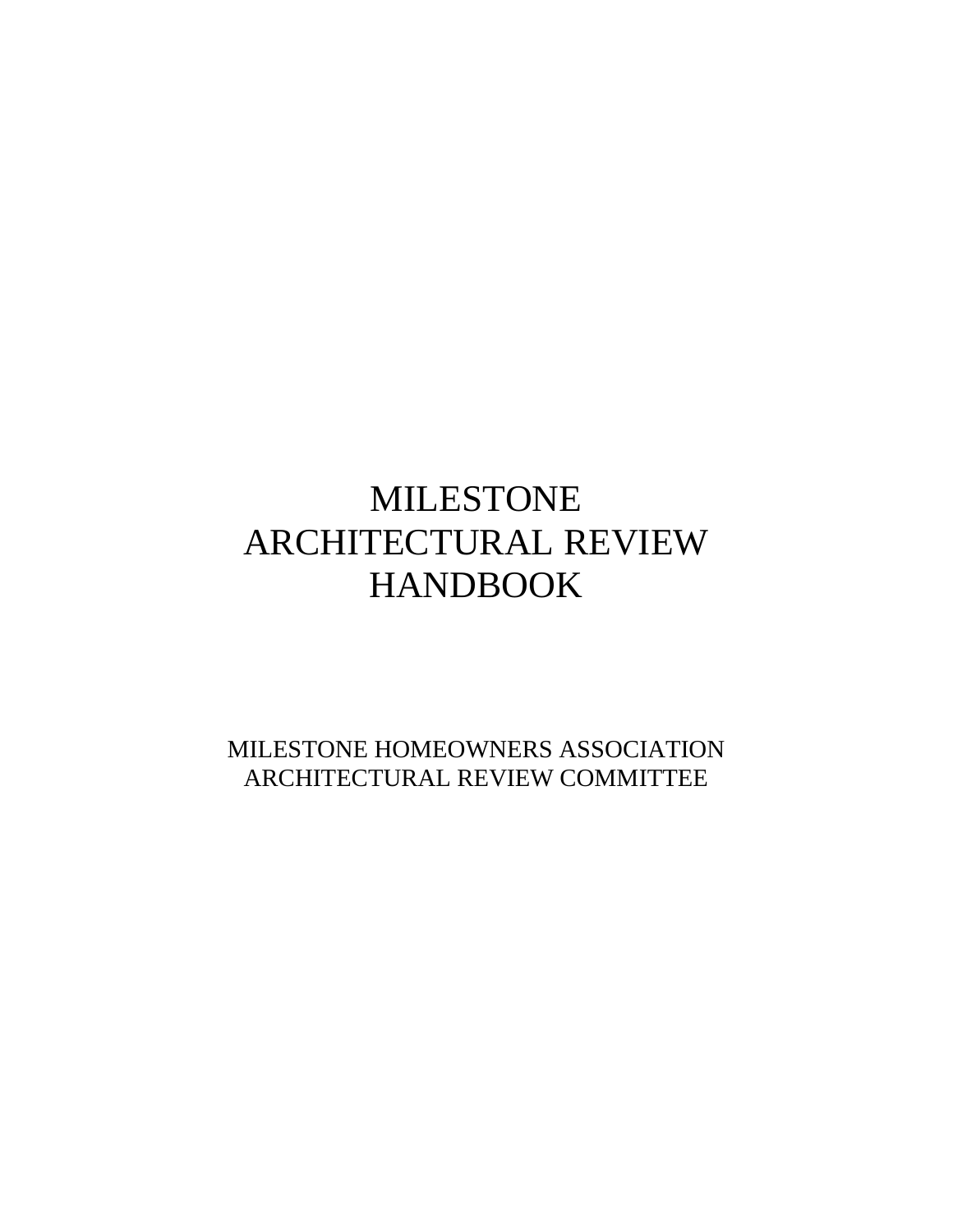# MILESTONE ARCHITECTURAL REVIEW HANDBOOK

MILESTONE HOMEOWNERS ASSOCIATION
ARCHITECTURAL REVIEW COMMITTEE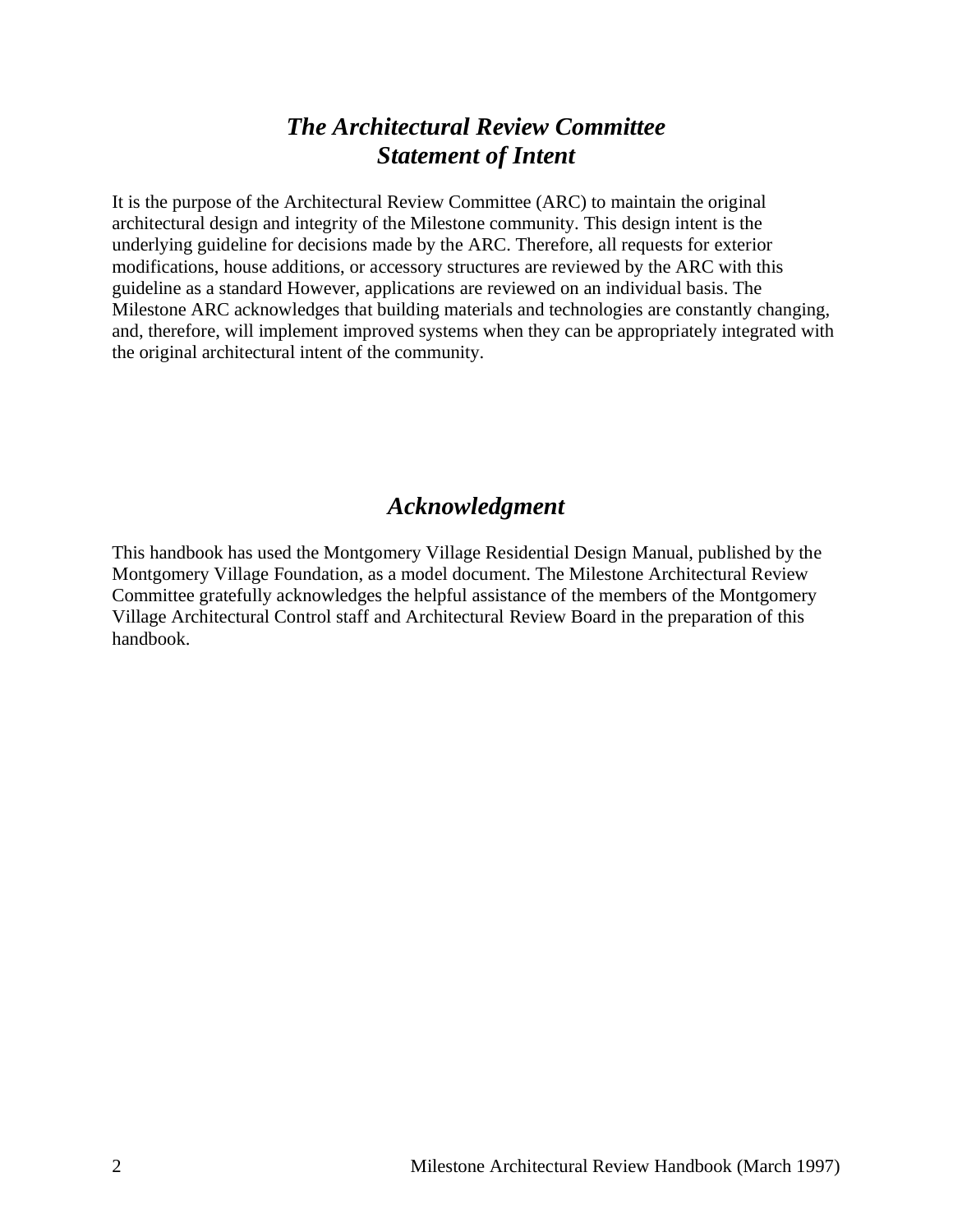## *The Architectural Review Committee Statement of Intent*

It is the purpose of the Architectural Review Committee (ARC) to maintain the original architectural design and integrity of the Milestone community. This design intent is the underlying guideline for decisions made by the ARC. Therefore, all requests for exterior modifications, house additions, or accessory structures are reviewed by the ARC with this guideline as a standard However, applications are reviewed on an individual basis. The Milestone ARC acknowledges that building materials and technologies are constantly changing, and, therefore, will implement improved systems when they can be appropriately integrated with the original architectural intent of the community.

## *Acknowledgment*

This handbook has used the Montgomery Village Residential Design Manual, published by the Montgomery Village Foundation, as a model document. The Milestone Architectural Review Committee gratefully acknowledges the helpful assistance of the members of the Montgomery Village Architectural Control staff and Architectural Review Board in the preparation of this handbook.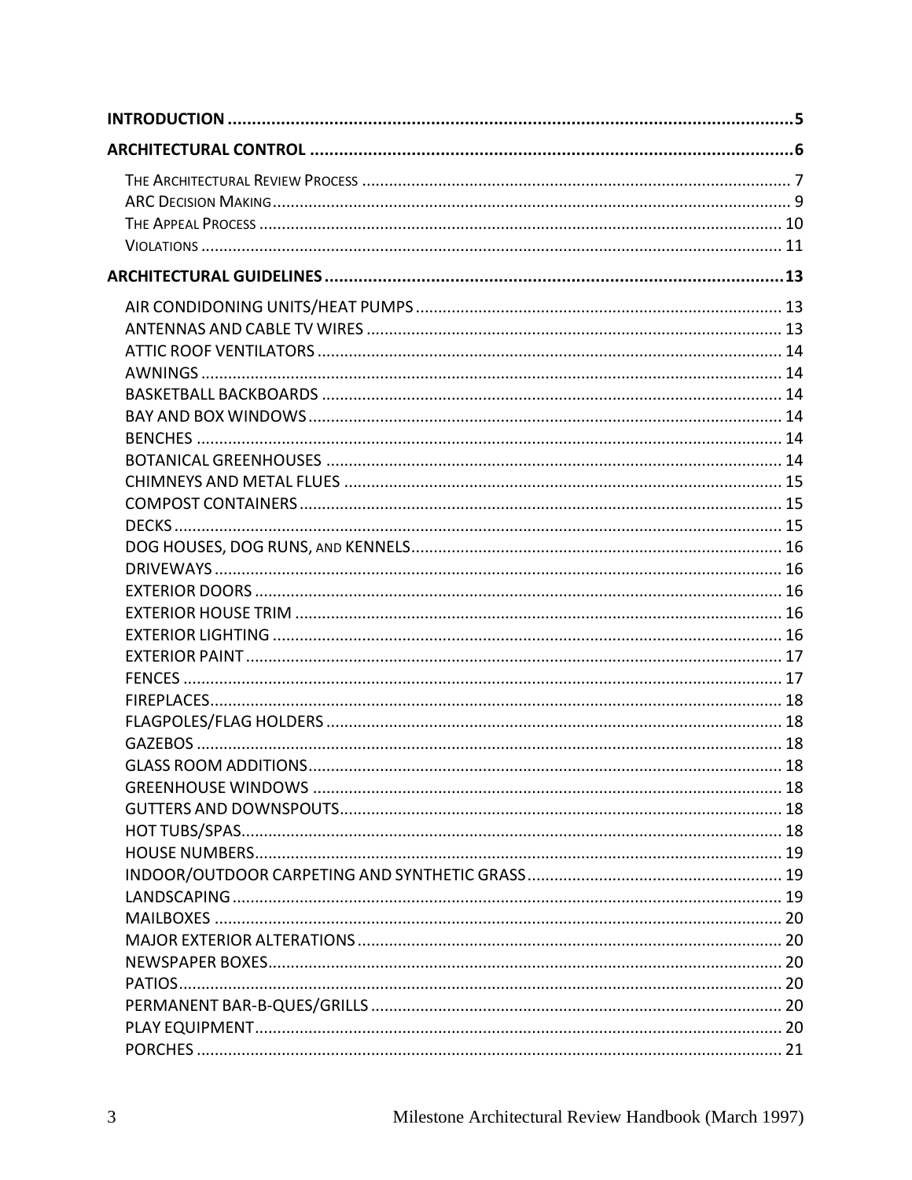**INTRODUCTION** ........................................................................................................ 5

**ARCHITECTURAL CONTROL** ........................................................................................ 6

- The Architectural Review Process ........................................................................ 7
- ARC Decision Making ........................................................................................... 9
- The Appeal Process ............................................................................................... 10
- Violations ............................................................................................................. 11

**ARCHITECTURAL GUIDELINES** ................................................................................. 13

- AIR CONDIDONING UNITS/HEAT PUMPS ........................................................ 13
- ANTENNAS AND CABLE TV WIRES ................................................................... 13
- ATTIC ROOF VENTILATORS ............................................................................... 14
- AWNINGS ............................................................................................................ 14
- BASKETBALL BACKBOARDS .............................................................................. 14
- BAY AND BOX WINDOWS .................................................................................. 14
- BENCHES ............................................................................................................. 14
- BOTANICAL GREENHOUSES ............................................................................. 14
- CHIMNEYS AND METAL FLUES ......................................................................... 15
- COMPOST CONTAINERS ................................................................................... 15
- DECKS ................................................................................................................. 15
- DOG HOUSES, DOG RUNS, AND KENNELS ......................................................... 16
- DRIVEWAYS ......................................................................................................... 16
- EXTERIOR DOORS .............................................................................................. 16
- EXTERIOR HOUSE TRIM ..................................................................................... 16
- EXTERIOR LIGHTING .......................................................................................... 16
- EXTERIOR PAINT ................................................................................................. 17
- FENCES ............................................................................................................... 17
- FIREPLACES ......................................................................................................... 18
- FLAGPOLES/FLAG HOLDERS .............................................................................. 18
- GAZEBOS ............................................................................................................. 18
- GLASS ROOM ADDITIONS .................................................................................. 18
- GREENHOUSE WINDOWS ................................................................................. 18
- GUTTERS AND DOWNSPOUTS ........................................................................... 18
- HOT TUBS/SPAS .................................................................................................. 18
- HOUSE NUMBERS ............................................................................................... 19
- INDOOR/OUTDOOR CARPETING AND SYNTHETIC GRASS ................................. 19
- LANDSCAPING .................................................................................................... 19
- MAILBOXES ......................................................................................................... 20
- MAJOR EXTERIOR ALTERATIONS ....................................................................... 20
- NEWSPAPER BOXES ............................................................................................ 20
- PATIOS ................................................................................................................. 20
- PERMANENT BAR-B-QUES/GRILLS .................................................................... 20
- PLAY EQUIPMENT ............................................................................................... 20
- PORCHES ............................................................................................................ 21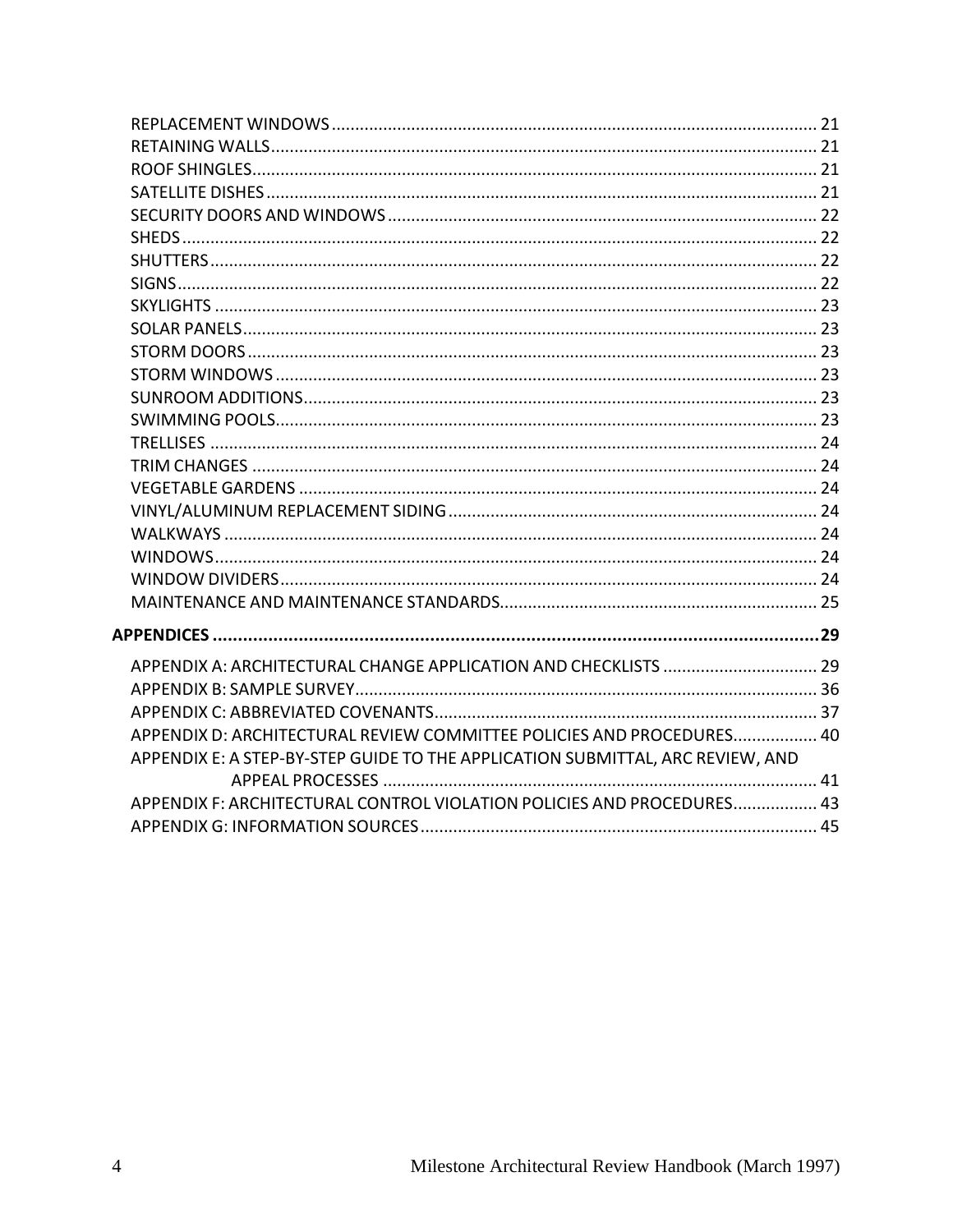REPLACEMENT WINDOWS ........................................................................................................ 21
RETAINING WALLS ................................................................................................................ 21
ROOF SHINGLES .................................................................................................................... 21
SATELLITE DISHES ................................................................................................................ 21
SECURITY DOORS AND WINDOWS ........................................................................................ 22
SHEDS ................................................................................................................................... 22
SHUTTERS ............................................................................................................................. 22
SIGNS .................................................................................................................................... 22
SKYLIGHTS ............................................................................................................................ 23
SOLAR PANELS ...................................................................................................................... 23
STORM DOORS ...................................................................................................................... 23
STORM WINDOWS ................................................................................................................ 23
SUNROOM ADDITIONS .......................................................................................................... 23
SWIMMING POOLS ................................................................................................................ 23
TRELLISES ............................................................................................................................. 24
TRIM CHANGES ..................................................................................................................... 24
VEGETABLE GARDENS ........................................................................................................... 24
VINYL/ALUMINUM REPLACEMENT SIDING ............................................................................ 24
WALKWAYS ........................................................................................................................... 24
WINDOWS ............................................................................................................................. 24
WINDOW DIVIDERS ............................................................................................................... 24
MAINTENANCE AND MAINTENANCE STANDARDS ................................................................. 25

**APPENDICES ........................................................................................................................ 29**

APPENDIX A: ARCHITECTURAL CHANGE APPLICATION AND CHECKLISTS ................................ 29
APPENDIX B: SAMPLE SURVEY ................................................................................................ 36
APPENDIX C: ABBREVIATED COVENANTS ............................................................................... 37
APPENDIX D: ARCHITECTURAL REVIEW COMMITTEE POLICIES AND PROCEDURES ................. 40
APPENDIX E: A STEP-BY-STEP GUIDE TO THE APPLICATION SUBMITTAL, ARC REVIEW, AND APPEAL PROCESSES ........................................................................................................... 41
APPENDIX F: ARCHITECTURAL CONTROL VIOLATION POLICIES AND PROCEDURES ................. 43
APPENDIX G: INFORMATION SOURCES ................................................................................... 45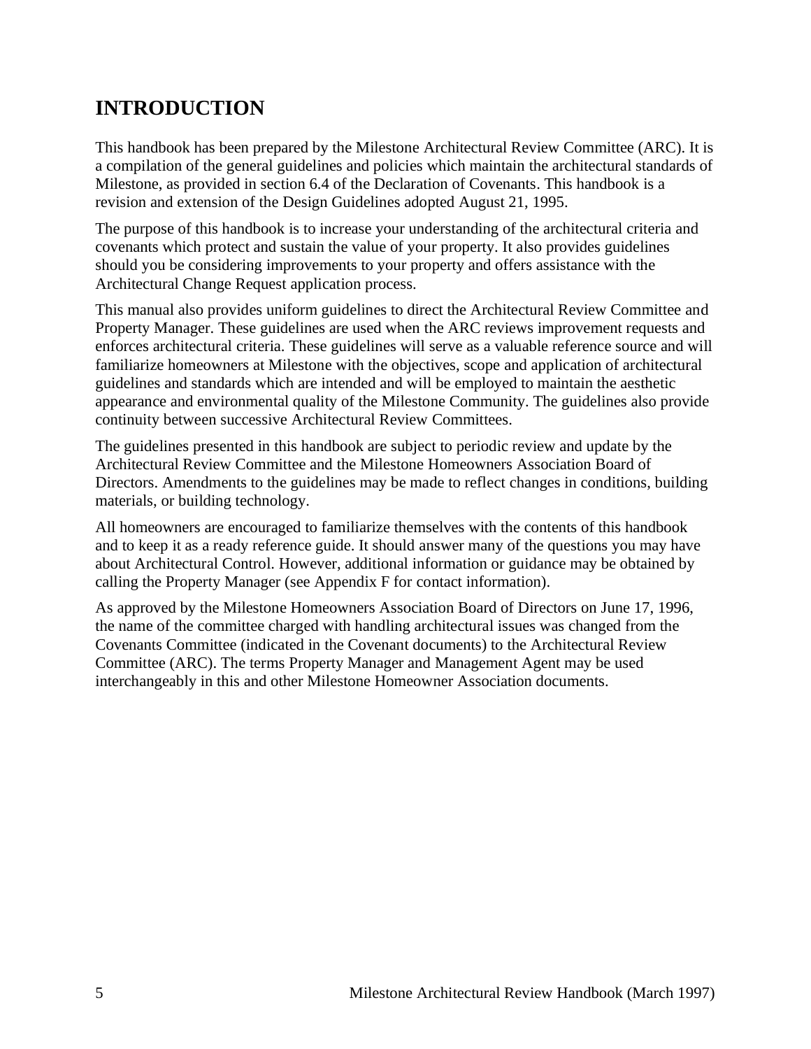# INTRODUCTION

This handbook has been prepared by the Milestone Architectural Review Committee (ARC). It is a compilation of the general guidelines and policies which maintain the architectural standards of Milestone, as provided in section 6.4 of the Declaration of Covenants. This handbook is a revision and extension of the Design Guidelines adopted August 21, 1995.

The purpose of this handbook is to increase your understanding of the architectural criteria and covenants which protect and sustain the value of your property. It also provides guidelines should you be considering improvements to your property and offers assistance with the Architectural Change Request application process.

This manual also provides uniform guidelines to direct the Architectural Review Committee and Property Manager. These guidelines are used when the ARC reviews improvement requests and enforces architectural criteria. These guidelines will serve as a valuable reference source and will familiarize homeowners at Milestone with the objectives, scope and application of architectural guidelines and standards which are intended and will be employed to maintain the aesthetic appearance and environmental quality of the Milestone Community. The guidelines also provide continuity between successive Architectural Review Committees.

The guidelines presented in this handbook are subject to periodic review and update by the Architectural Review Committee and the Milestone Homeowners Association Board of Directors. Amendments to the guidelines may be made to reflect changes in conditions, building materials, or building technology.

All homeowners are encouraged to familiarize themselves with the contents of this handbook and to keep it as a ready reference guide. It should answer many of the questions you may have about Architectural Control. However, additional information or guidance may be obtained by calling the Property Manager (see Appendix F for contact information).

As approved by the Milestone Homeowners Association Board of Directors on June 17, 1996, the name of the committee charged with handling architectural issues was changed from the Covenants Committee (indicated in the Covenant documents) to the Architectural Review Committee (ARC). The terms Property Manager and Management Agent may be used interchangeably in this and other Milestone Homeowner Association documents.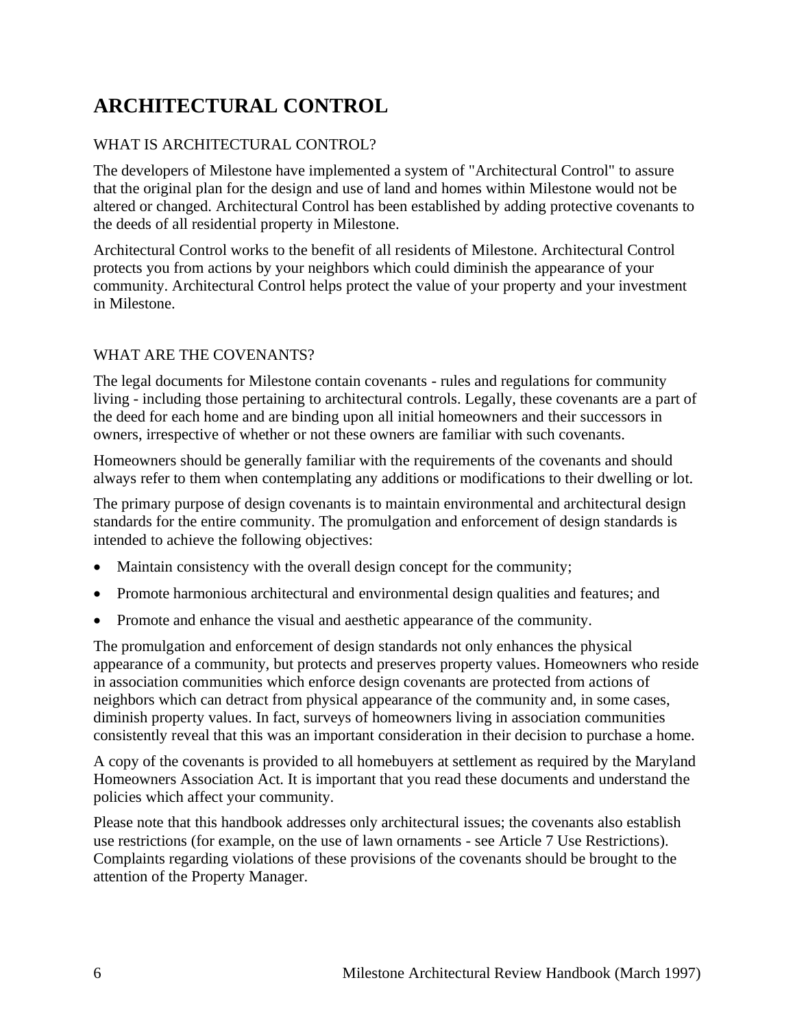# ARCHITECTURAL CONTROL

## WHAT IS ARCHITECTURAL CONTROL?

The developers of Milestone have implemented a system of "Architectural Control" to assure that the original plan for the design and use of land and homes within Milestone would not be altered or changed. Architectural Control has been established by adding protective covenants to the deeds of all residential property in Milestone.

Architectural Control works to the benefit of all residents of Milestone. Architectural Control protects you from actions by your neighbors which could diminish the appearance of your community. Architectural Control helps protect the value of your property and your investment in Milestone.

## WHAT ARE THE COVENANTS?

The legal documents for Milestone contain covenants - rules and regulations for community living - including those pertaining to architectural controls. Legally, these covenants are a part of the deed for each home and are binding upon all initial homeowners and their successors in owners, irrespective of whether or not these owners are familiar with such covenants.

Homeowners should be generally familiar with the requirements of the covenants and should always refer to them when contemplating any additions or modifications to their dwelling or lot.

The primary purpose of design covenants is to maintain environmental and architectural design standards for the entire community. The promulgation and enforcement of design standards is intended to achieve the following objectives:

- Maintain consistency with the overall design concept for the community;
- Promote harmonious architectural and environmental design qualities and features; and
- Promote and enhance the visual and aesthetic appearance of the community.

The promulgation and enforcement of design standards not only enhances the physical appearance of a community, but protects and preserves property values. Homeowners who reside in association communities which enforce design covenants are protected from actions of neighbors which can detract from physical appearance of the community and, in some cases, diminish property values. In fact, surveys of homeowners living in association communities consistently reveal that this was an important consideration in their decision to purchase a home.

A copy of the covenants is provided to all homebuyers at settlement as required by the Maryland Homeowners Association Act. It is important that you read these documents and understand the policies which affect your community.

Please note that this handbook addresses only architectural issues; the covenants also establish use restrictions (for example, on the use of lawn ornaments - see Article 7 Use Restrictions). Complaints regarding violations of these provisions of the covenants should be brought to the attention of the Property Manager.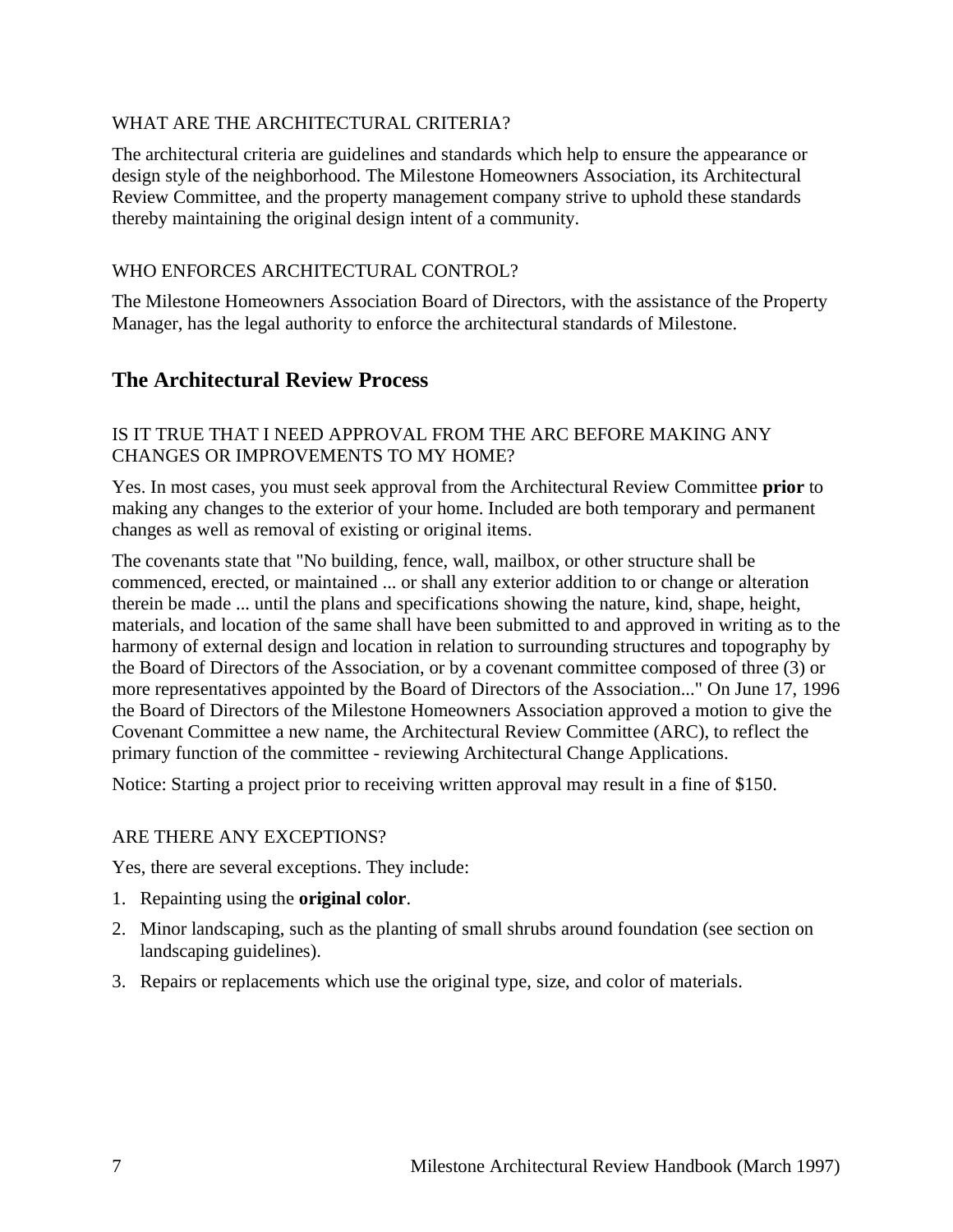### WHAT ARE THE ARCHITECTURAL CRITERIA?

The architectural criteria are guidelines and standards which help to ensure the appearance or design style of the neighborhood. The Milestone Homeowners Association, its Architectural Review Committee, and the property management company strive to uphold these standards thereby maintaining the original design intent of a community.

### WHO ENFORCES ARCHITECTURAL CONTROL?

The Milestone Homeowners Association Board of Directors, with the assistance of the Property Manager, has the legal authority to enforce the architectural standards of Milestone.

## The Architectural Review Process

### IS IT TRUE THAT I NEED APPROVAL FROM THE ARC BEFORE MAKING ANY CHANGES OR IMPROVEMENTS TO MY HOME?

Yes. In most cases, you must seek approval from the Architectural Review Committee **prior** to making any changes to the exterior of your home. Included are both temporary and permanent changes as well as removal of existing or original items.

The covenants state that "No building, fence, wall, mailbox, or other structure shall be commenced, erected, or maintained ... or shall any exterior addition to or change or alteration therein be made ... until the plans and specifications showing the nature, kind, shape, height, materials, and location of the same shall have been submitted to and approved in writing as to the harmony of external design and location in relation to surrounding structures and topography by the Board of Directors of the Association, or by a covenant committee composed of three (3) or more representatives appointed by the Board of Directors of the Association..." On June 17, 1996 the Board of Directors of the Milestone Homeowners Association approved a motion to give the Covenant Committee a new name, the Architectural Review Committee (ARC), to reflect the primary function of the committee - reviewing Architectural Change Applications.

Notice: Starting a project prior to receiving written approval may result in a fine of $150.

### ARE THERE ANY EXCEPTIONS?

Yes, there are several exceptions. They include:

1. Repainting using the **original color**.
2. Minor landscaping, such as the planting of small shrubs around foundation (see section on landscaping guidelines).
3. Repairs or replacements which use the original type, size, and color of materials.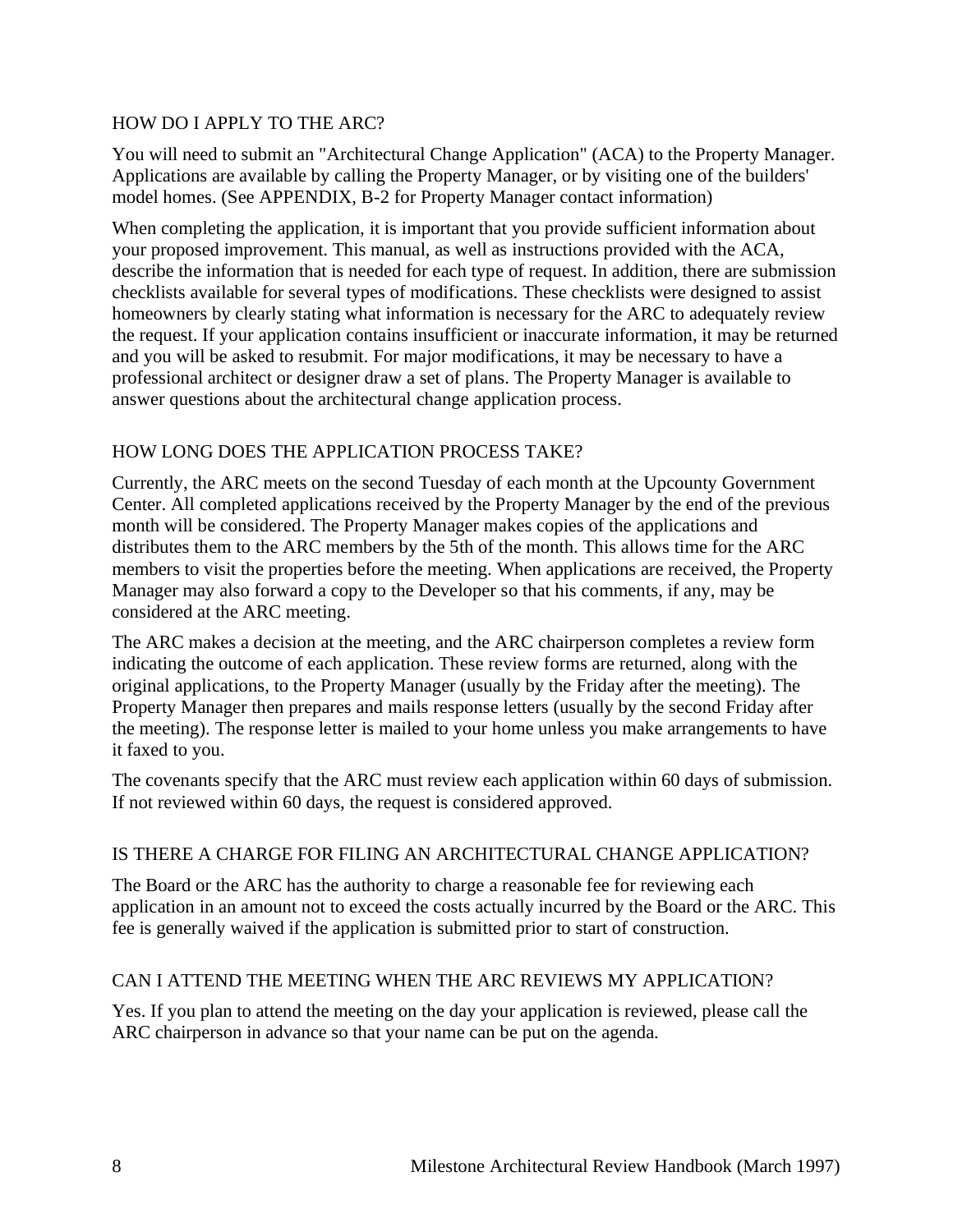## HOW DO I APPLY TO THE ARC?

You will need to submit an "Architectural Change Application" (ACA) to the Property Manager. Applications are available by calling the Property Manager, or by visiting one of the builders' model homes. (See APPENDIX, B-2 for Property Manager contact information)

When completing the application, it is important that you provide sufficient information about your proposed improvement. This manual, as well as instructions provided with the ACA, describe the information that is needed for each type of request. In addition, there are submission checklists available for several types of modifications. These checklists were designed to assist homeowners by clearly stating what information is necessary for the ARC to adequately review the request. If your application contains insufficient or inaccurate information, it may be returned and you will be asked to resubmit. For major modifications, it may be necessary to have a professional architect or designer draw a set of plans. The Property Manager is available to answer questions about the architectural change application process.

## HOW LONG DOES THE APPLICATION PROCESS TAKE?

Currently, the ARC meets on the second Tuesday of each month at the Upcounty Government Center. All completed applications received by the Property Manager by the end of the previous month will be considered. The Property Manager makes copies of the applications and distributes them to the ARC members by the 5th of the month. This allows time for the ARC members to visit the properties before the meeting. When applications are received, the Property Manager may also forward a copy to the Developer so that his comments, if any, may be considered at the ARC meeting.

The ARC makes a decision at the meeting, and the ARC chairperson completes a review form indicating the outcome of each application. These review forms are returned, along with the original applications, to the Property Manager (usually by the Friday after the meeting). The Property Manager then prepares and mails response letters (usually by the second Friday after the meeting). The response letter is mailed to your home unless you make arrangements to have it faxed to you.

The covenants specify that the ARC must review each application within 60 days of submission. If not reviewed within 60 days, the request is considered approved.

## IS THERE A CHARGE FOR FILING AN ARCHITECTURAL CHANGE APPLICATION?

The Board or the ARC has the authority to charge a reasonable fee for reviewing each application in an amount not to exceed the costs actually incurred by the Board or the ARC. This fee is generally waived if the application is submitted prior to start of construction.

## CAN I ATTEND THE MEETING WHEN THE ARC REVIEWS MY APPLICATION?

Yes. If you plan to attend the meeting on the day your application is reviewed, please call the ARC chairperson in advance so that your name can be put on the agenda.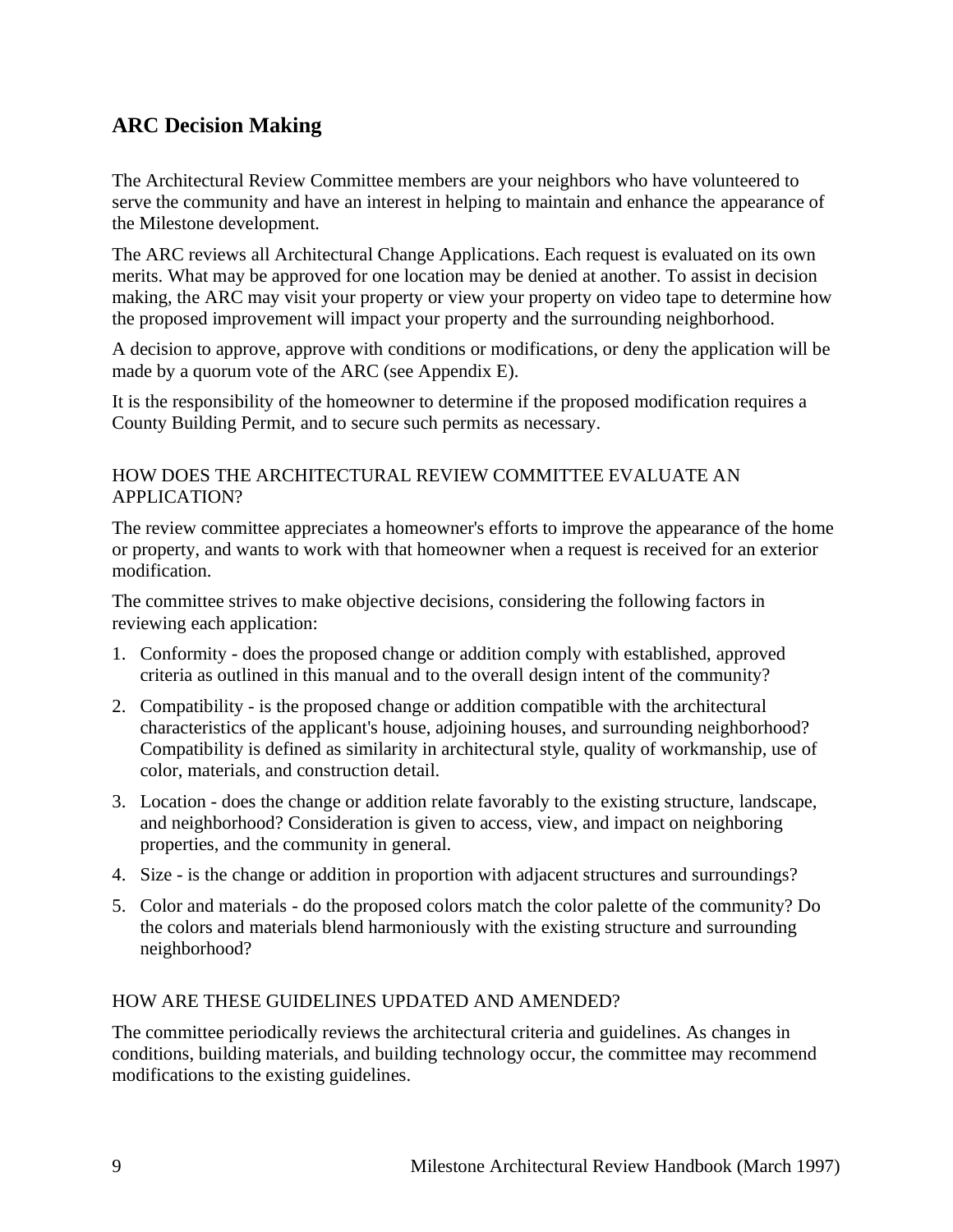## ARC Decision Making

The Architectural Review Committee members are your neighbors who have volunteered to serve the community and have an interest in helping to maintain and enhance the appearance of the Milestone development.

The ARC reviews all Architectural Change Applications. Each request is evaluated on its own merits. What may be approved for one location may be denied at another. To assist in decision making, the ARC may visit your property or view your property on video tape to determine how the proposed improvement will impact your property and the surrounding neighborhood.

A decision to approve, approve with conditions or modifications, or deny the application will be made by a quorum vote of the ARC (see Appendix E).

It is the responsibility of the homeowner to determine if the proposed modification requires a County Building Permit, and to secure such permits as necessary.

### HOW DOES THE ARCHITECTURAL REVIEW COMMITTEE EVALUATE AN APPLICATION?

The review committee appreciates a homeowner's efforts to improve the appearance of the home or property, and wants to work with that homeowner when a request is received for an exterior modification.

The committee strives to make objective decisions, considering the following factors in reviewing each application:

1. Conformity - does the proposed change or addition comply with established, approved criteria as outlined in this manual and to the overall design intent of the community?
2. Compatibility - is the proposed change or addition compatible with the architectural characteristics of the applicant's house, adjoining houses, and surrounding neighborhood? Compatibility is defined as similarity in architectural style, quality of workmanship, use of color, materials, and construction detail.
3. Location - does the change or addition relate favorably to the existing structure, landscape, and neighborhood? Consideration is given to access, view, and impact on neighboring properties, and the community in general.
4. Size - is the change or addition in proportion with adjacent structures and surroundings?
5. Color and materials - do the proposed colors match the color palette of the community? Do the colors and materials blend harmoniously with the existing structure and surrounding neighborhood?

### HOW ARE THESE GUIDELINES UPDATED AND AMENDED?

The committee periodically reviews the architectural criteria and guidelines. As changes in conditions, building materials, and building technology occur, the committee may recommend modifications to the existing guidelines.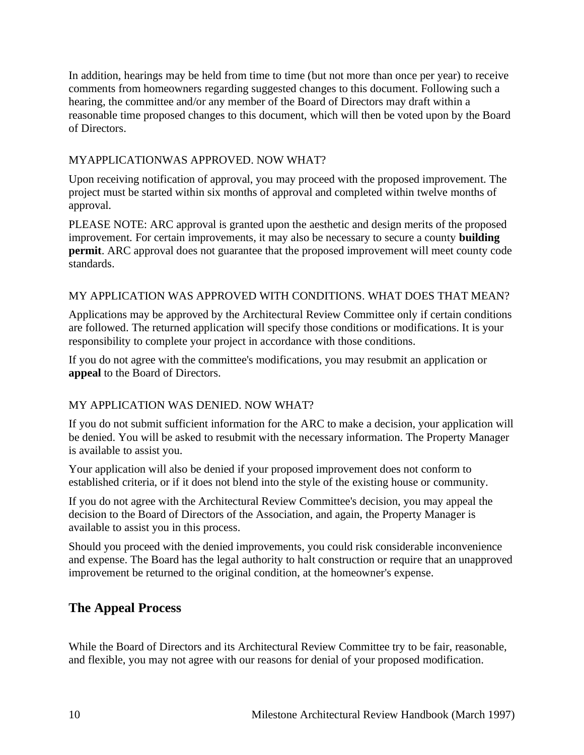In addition, hearings may be held from time to time (but not more than once per year) to receive comments from homeowners regarding suggested changes to this document. Following such a hearing, the committee and/or any member of the Board of Directors may draft within a reasonable time proposed changes to this document, which will then be voted upon by the Board of Directors.

MYAPPLICATIONWAS APPROVED. NOW WHAT?

Upon receiving notification of approval, you may proceed with the proposed improvement. The project must be started within six months of approval and completed within twelve months of approval.

PLEASE NOTE: ARC approval is granted upon the aesthetic and design merits of the proposed improvement. For certain improvements, it may also be necessary to secure a county **building permit**. ARC approval does not guarantee that the proposed improvement will meet county code standards.

MY APPLICATION WAS APPROVED WITH CONDITIONS. WHAT DOES THAT MEAN?

Applications may be approved by the Architectural Review Committee only if certain conditions are followed. The returned application will specify those conditions or modifications. It is your responsibility to complete your project in accordance with those conditions.

If you do not agree with the committee's modifications, you may resubmit an application or **appeal** to the Board of Directors.

MY APPLICATION WAS DENIED. NOW WHAT?

If you do not submit sufficient information for the ARC to make a decision, your application will be denied. You will be asked to resubmit with the necessary information. The Property Manager is available to assist you.

Your application will also be denied if your proposed improvement does not conform to established criteria, or if it does not blend into the style of the existing house or community.

If you do not agree with the Architectural Review Committee's decision, you may appeal the decision to the Board of Directors of the Association, and again, the Property Manager is available to assist you in this process.

Should you proceed with the denied improvements, you could risk considerable inconvenience and expense. The Board has the legal authority to halt construction or require that an unapproved improvement be returned to the original condition, at the homeowner's expense.

## The Appeal Process

While the Board of Directors and its Architectural Review Committee try to be fair, reasonable, and flexible, you may not agree with our reasons for denial of your proposed modification.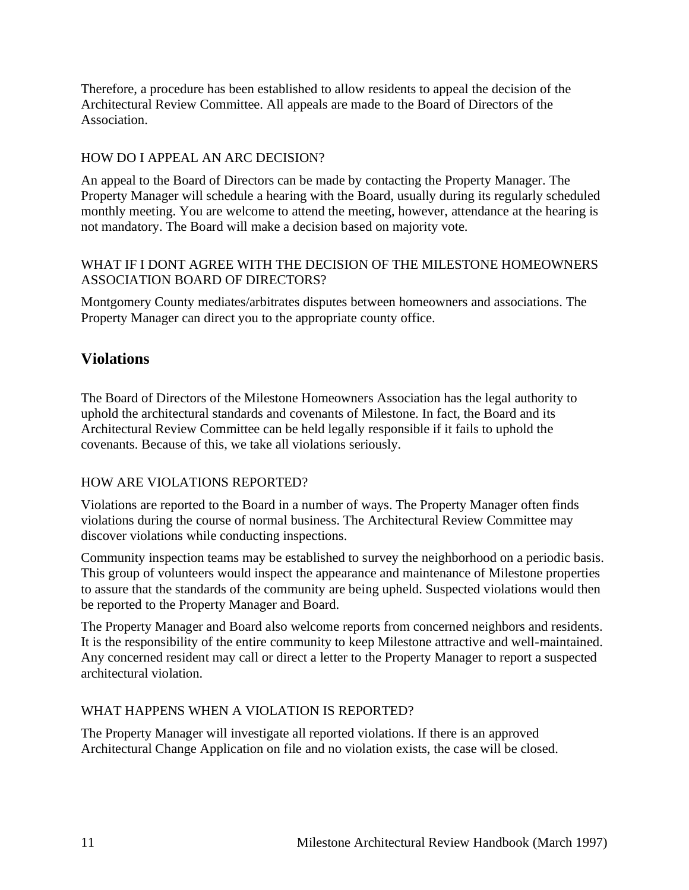Therefore, a procedure has been established to allow residents to appeal the decision of the Architectural Review Committee. All appeals are made to the Board of Directors of the Association.

### HOW DO I APPEAL AN ARC DECISION?

An appeal to the Board of Directors can be made by contacting the Property Manager. The Property Manager will schedule a hearing with the Board, usually during its regularly scheduled monthly meeting. You are welcome to attend the meeting, however, attendance at the hearing is not mandatory. The Board will make a decision based on majority vote.

### WHAT IF I DONT AGREE WITH THE DECISION OF THE MILESTONE HOMEOWNERS ASSOCIATION BOARD OF DIRECTORS?

Montgomery County mediates/arbitrates disputes between homeowners and associations. The Property Manager can direct you to the appropriate county office.

## Violations

The Board of Directors of the Milestone Homeowners Association has the legal authority to uphold the architectural standards and covenants of Milestone. In fact, the Board and its Architectural Review Committee can be held legally responsible if it fails to uphold the covenants. Because of this, we take all violations seriously.

### HOW ARE VIOLATIONS REPORTED?

Violations are reported to the Board in a number of ways. The Property Manager often finds violations during the course of normal business. The Architectural Review Committee may discover violations while conducting inspections.

Community inspection teams may be established to survey the neighborhood on a periodic basis. This group of volunteers would inspect the appearance and maintenance of Milestone properties to assure that the standards of the community are being upheld. Suspected violations would then be reported to the Property Manager and Board.

The Property Manager and Board also welcome reports from concerned neighbors and residents. It is the responsibility of the entire community to keep Milestone attractive and well-maintained. Any concerned resident may call or direct a letter to the Property Manager to report a suspected architectural violation.

### WHAT HAPPENS WHEN A VIOLATION IS REPORTED?

The Property Manager will investigate all reported violations. If there is an approved Architectural Change Application on file and no violation exists, the case will be closed.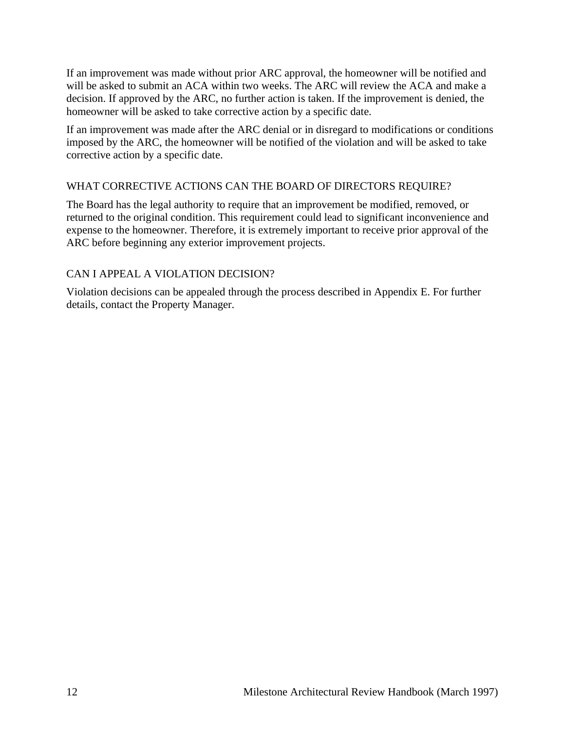If an improvement was made without prior ARC approval, the homeowner will be notified and will be asked to submit an ACA within two weeks. The ARC will review the ACA and make a decision. If approved by the ARC, no further action is taken. If the improvement is denied, the homeowner will be asked to take corrective action by a specific date.

If an improvement was made after the ARC denial or in disregard to modifications or conditions imposed by the ARC, the homeowner will be notified of the violation and will be asked to take corrective action by a specific date.

### WHAT CORRECTIVE ACTIONS CAN THE BOARD OF DIRECTORS REQUIRE?

The Board has the legal authority to require that an improvement be modified, removed, or returned to the original condition. This requirement could lead to significant inconvenience and expense to the homeowner. Therefore, it is extremely important to receive prior approval of the ARC before beginning any exterior improvement projects.

### CAN I APPEAL A VIOLATION DECISION?

Violation decisions can be appealed through the process described in Appendix E. For further details, contact the Property Manager.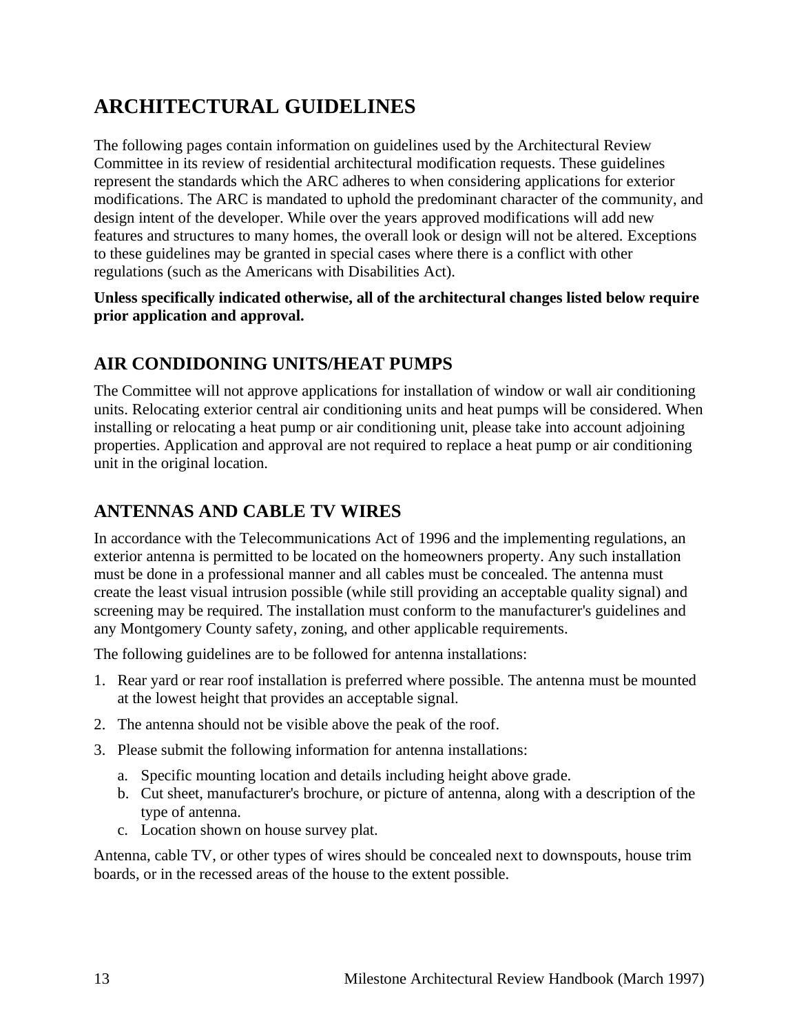# ARCHITECTURAL GUIDELINES

The following pages contain information on guidelines used by the Architectural Review Committee in its review of residential architectural modification requests. These guidelines represent the standards which the ARC adheres to when considering applications for exterior modifications. The ARC is mandated to uphold the predominant character of the community, and design intent of the developer. While over the years approved modifications will add new features and structures to many homes, the overall look or design will not be altered. Exceptions to these guidelines may be granted in special cases where there is a conflict with other regulations (such as the Americans with Disabilities Act).

**Unless specifically indicated otherwise, all of the architectural changes listed below require prior application and approval.**

## AIR CONDIDONING UNITS/HEAT PUMPS

The Committee will not approve applications for installation of window or wall air conditioning units. Relocating exterior central air conditioning units and heat pumps will be considered. When installing or relocating a heat pump or air conditioning unit, please take into account adjoining properties. Application and approval are not required to replace a heat pump or air conditioning unit in the original location.

## ANTENNAS AND CABLE TV WIRES

In accordance with the Telecommunications Act of 1996 and the implementing regulations, an exterior antenna is permitted to be located on the homeowners property. Any such installation must be done in a professional manner and all cables must be concealed. The antenna must create the least visual intrusion possible (while still providing an acceptable quality signal) and screening may be required. The installation must conform to the manufacturer's guidelines and any Montgomery County safety, zoning, and other applicable requirements.

The following guidelines are to be followed for antenna installations:

1. Rear yard or rear roof installation is preferred where possible. The antenna must be mounted at the lowest height that provides an acceptable signal.
2. The antenna should not be visible above the peak of the roof.
3. Please submit the following information for antenna installations:
   a. Specific mounting location and details including height above grade.
   b. Cut sheet, manufacturer's brochure, or picture of antenna, along with a description of the type of antenna.
   c. Location shown on house survey plat.

Antenna, cable TV, or other types of wires should be concealed next to downspouts, house trim boards, or in the recessed areas of the house to the extent possible.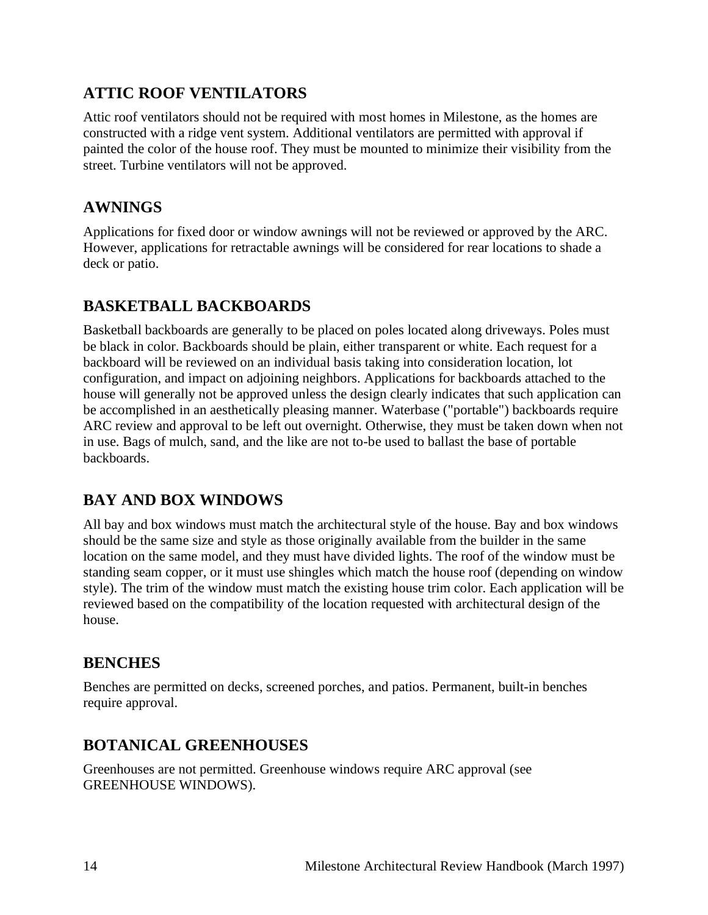## ATTIC ROOF VENTILATORS

Attic roof ventilators should not be required with most homes in Milestone, as the homes are constructed with a ridge vent system. Additional ventilators are permitted with approval if painted the color of the house roof. They must be mounted to minimize their visibility from the street. Turbine ventilators will not be approved.

## AWNINGS

Applications for fixed door or window awnings will not be reviewed or approved by the ARC. However, applications for retractable awnings will be considered for rear locations to shade a deck or patio.

## BASKETBALL BACKBOARDS

Basketball backboards are generally to be placed on poles located along driveways. Poles must be black in color. Backboards should be plain, either transparent or white. Each request for a backboard will be reviewed on an individual basis taking into consideration location, lot configuration, and impact on adjoining neighbors. Applications for backboards attached to the house will generally not be approved unless the design clearly indicates that such application can be accomplished in an aesthetically pleasing manner. Waterbase ("portable") backboards require ARC review and approval to be left out overnight. Otherwise, they must be taken down when not in use. Bags of mulch, sand, and the like are not to-be used to ballast the base of portable backboards.

## BAY AND BOX WINDOWS

All bay and box windows must match the architectural style of the house. Bay and box windows should be the same size and style as those originally available from the builder in the same location on the same model, and they must have divided lights. The roof of the window must be standing seam copper, or it must use shingles which match the house roof (depending on window style). The trim of the window must match the existing house trim color. Each application will be reviewed based on the compatibility of the location requested with architectural design of the house.

## BENCHES

Benches are permitted on decks, screened porches, and patios. Permanent, built-in benches require approval.

## BOTANICAL GREENHOUSES

Greenhouses are not permitted. Greenhouse windows require ARC approval (see GREENHOUSE WINDOWS).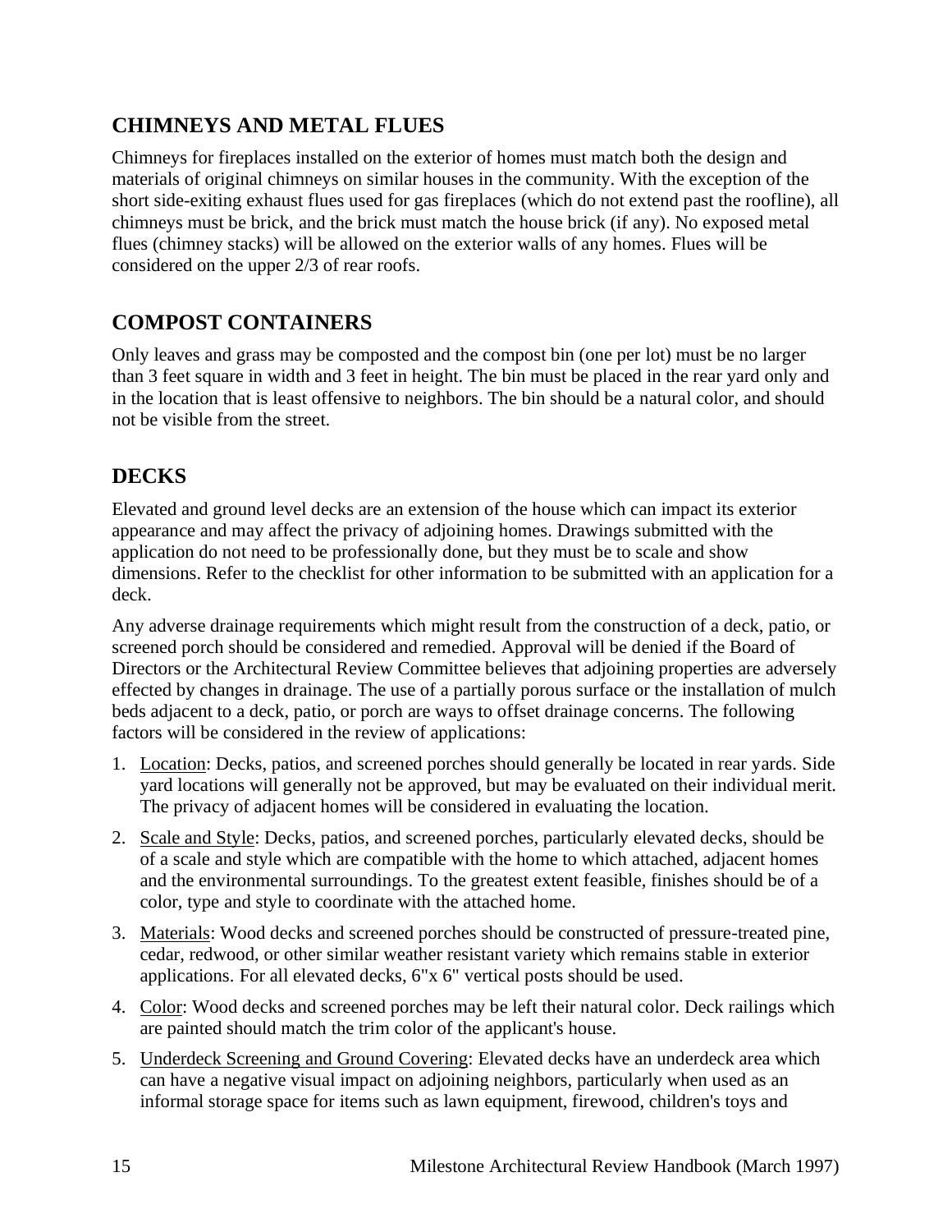## CHIMNEYS AND METAL FLUES

Chimneys for fireplaces installed on the exterior of homes must match both the design and materials of original chimneys on similar houses in the community. With the exception of the short side-exiting exhaust flues used for gas fireplaces (which do not extend past the roofline), all chimneys must be brick, and the brick must match the house brick (if any). No exposed metal flues (chimney stacks) will be allowed on the exterior walls of any homes. Flues will be considered on the upper 2/3 of rear roofs.

## COMPOST CONTAINERS

Only leaves and grass may be composted and the compost bin (one per lot) must be no larger than 3 feet square in width and 3 feet in height. The bin must be placed in the rear yard only and in the location that is least offensive to neighbors. The bin should be a natural color, and should not be visible from the street.

## DECKS

Elevated and ground level decks are an extension of the house which can impact its exterior appearance and may affect the privacy of adjoining homes. Drawings submitted with the application do not need to be professionally done, but they must be to scale and show dimensions. Refer to the checklist for other information to be submitted with an application for a deck.

Any adverse drainage requirements which might result from the construction of a deck, patio, or screened porch should be considered and remedied. Approval will be denied if the Board of Directors or the Architectural Review Committee believes that adjoining properties are adversely effected by changes in drainage. The use of a partially porous surface or the installation of mulch beds adjacent to a deck, patio, or porch are ways to offset drainage concerns. The following factors will be considered in the review of applications:

1. <u>Location</u>: Decks, patios, and screened porches should generally be located in rear yards. Side yard locations will generally not be approved, but may be evaluated on their individual merit. The privacy of adjacent homes will be considered in evaluating the location.
2. <u>Scale and Style</u>: Decks, patios, and screened porches, particularly elevated decks, should be of a scale and style which are compatible with the home to which attached, adjacent homes and the environmental surroundings. To the greatest extent feasible, finishes should be of a color, type and style to coordinate with the attached home.
3. <u>Materials</u>: Wood decks and screened porches should be constructed of pressure-treated pine, cedar, redwood, or other similar weather resistant variety which remains stable in exterior applications. For all elevated decks, 6"x 6" vertical posts should be used.
4. <u>Color</u>: Wood decks and screened porches may be left their natural color. Deck railings which are painted should match the trim color of the applicant's house.
5. <u>Underdeck Screening and Ground Covering</u>: Elevated decks have an underdeck area which can have a negative visual impact on adjoining neighbors, particularly when used as an informal storage space for items such as lawn equipment, firewood, children's toys and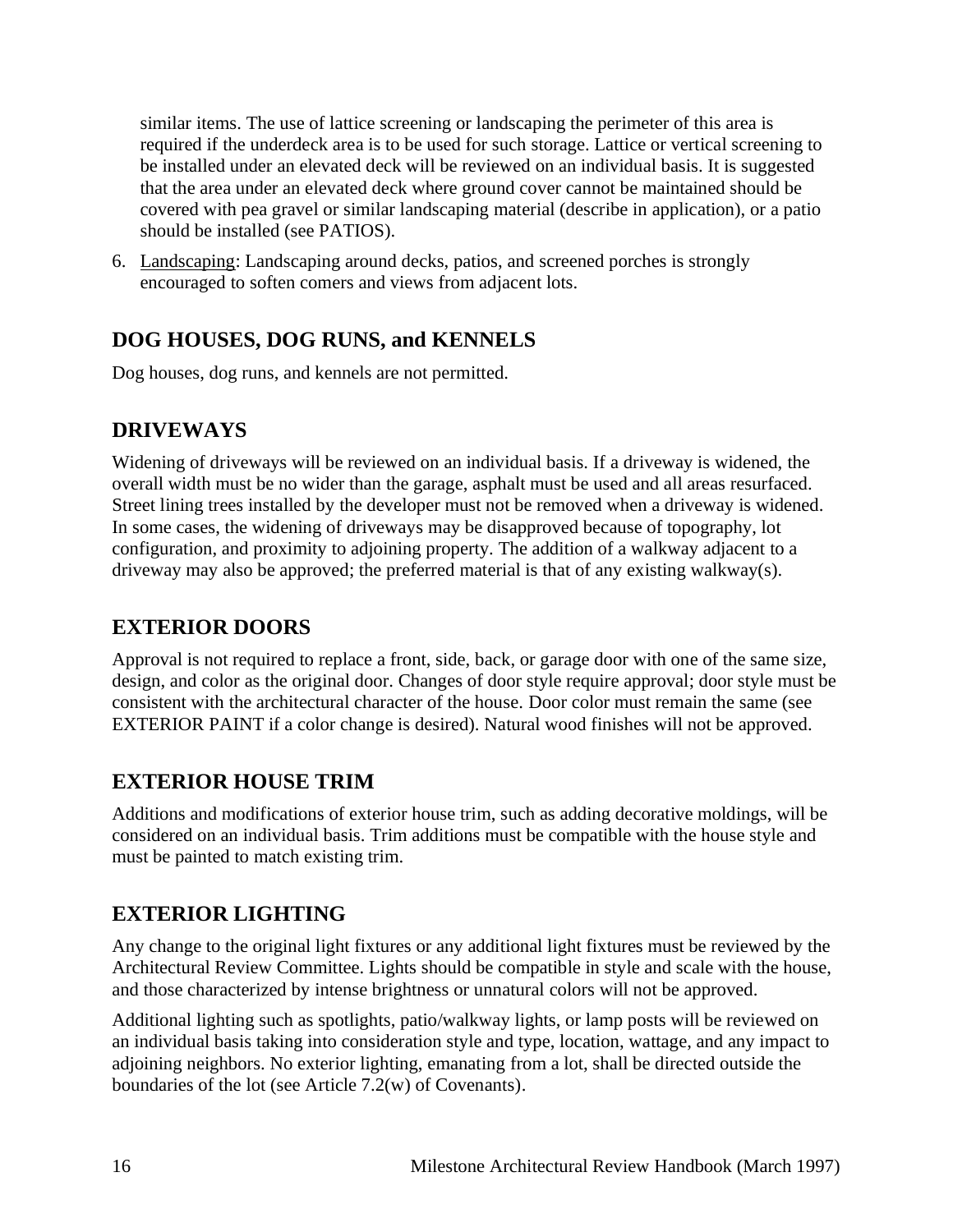similar items. The use of lattice screening or landscaping the perimeter of this area is required if the underdeck area is to be used for such storage. Lattice or vertical screening to be installed under an elevated deck will be reviewed on an individual basis. It is suggested that the area under an elevated deck where ground cover cannot be maintained should be covered with pea gravel or similar landscaping material (describe in application), or a patio should be installed (see PATIOS).

6. Landscaping: Landscaping around decks, patios, and screened porches is strongly encouraged to soften comers and views from adjacent lots.

## DOG HOUSES, DOG RUNS, and KENNELS

Dog houses, dog runs, and kennels are not permitted.

## DRIVEWAYS

Widening of driveways will be reviewed on an individual basis. If a driveway is widened, the overall width must be no wider than the garage, asphalt must be used and all areas resurfaced. Street lining trees installed by the developer must not be removed when a driveway is widened. In some cases, the widening of driveways may be disapproved because of topography, lot configuration, and proximity to adjoining property. The addition of a walkway adjacent to a driveway may also be approved; the preferred material is that of any existing walkway(s).

## EXTERIOR DOORS

Approval is not required to replace a front, side, back, or garage door with one of the same size, design, and color as the original door. Changes of door style require approval; door style must be consistent with the architectural character of the house. Door color must remain the same (see EXTERIOR PAINT if a color change is desired). Natural wood finishes will not be approved.

## EXTERIOR HOUSE TRIM

Additions and modifications of exterior house trim, such as adding decorative moldings, will be considered on an individual basis. Trim additions must be compatible with the house style and must be painted to match existing trim.

## EXTERIOR LIGHTING

Any change to the original light fixtures or any additional light fixtures must be reviewed by the Architectural Review Committee. Lights should be compatible in style and scale with the house, and those characterized by intense brightness or unnatural colors will not be approved.

Additional lighting such as spotlights, patio/walkway lights, or lamp posts will be reviewed on an individual basis taking into consideration style and type, location, wattage, and any impact to adjoining neighbors. No exterior lighting, emanating from a lot, shall be directed outside the boundaries of the lot (see Article 7.2(w) of Covenants).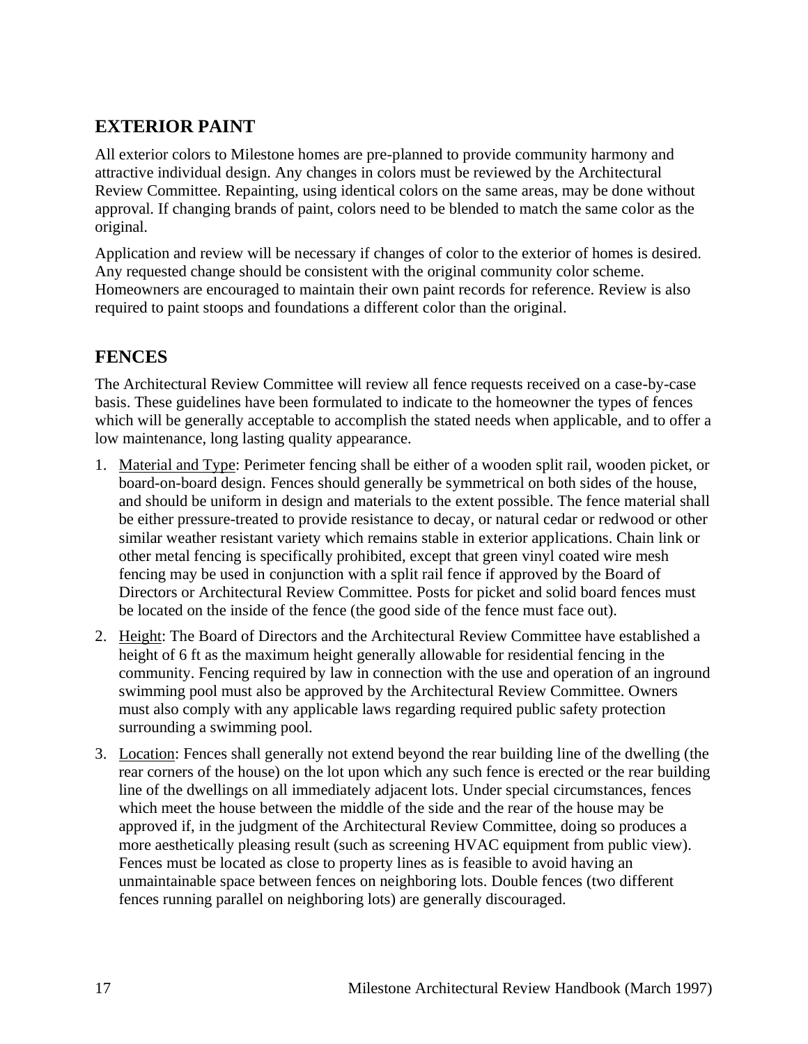## EXTERIOR PAINT

All exterior colors to Milestone homes are pre-planned to provide community harmony and attractive individual design. Any changes in colors must be reviewed by the Architectural Review Committee. Repainting, using identical colors on the same areas, may be done without approval. If changing brands of paint, colors need to be blended to match the same color as the original.

Application and review will be necessary if changes of color to the exterior of homes is desired. Any requested change should be consistent with the original community color scheme. Homeowners are encouraged to maintain their own paint records for reference. Review is also required to paint stoops and foundations a different color than the original.

## FENCES

The Architectural Review Committee will review all fence requests received on a case-by-case basis. These guidelines have been formulated to indicate to the homeowner the types of fences which will be generally acceptable to accomplish the stated needs when applicable, and to offer a low maintenance, long lasting quality appearance.

1. <u>Material and Type</u>: Perimeter fencing shall be either of a wooden split rail, wooden picket, or board-on-board design. Fences should generally be symmetrical on both sides of the house, and should be uniform in design and materials to the extent possible. The fence material shall be either pressure-treated to provide resistance to decay, or natural cedar or redwood or other similar weather resistant variety which remains stable in exterior applications. Chain link or other metal fencing is specifically prohibited, except that green vinyl coated wire mesh fencing may be used in conjunction with a split rail fence if approved by the Board of Directors or Architectural Review Committee. Posts for picket and solid board fences must be located on the inside of the fence (the good side of the fence must face out).
2. <u>Height</u>: The Board of Directors and the Architectural Review Committee have established a height of 6 ft as the maximum height generally allowable for residential fencing in the community. Fencing required by law in connection with the use and operation of an inground swimming pool must also be approved by the Architectural Review Committee. Owners must also comply with any applicable laws regarding required public safety protection surrounding a swimming pool.
3. <u>Location</u>: Fences shall generally not extend beyond the rear building line of the dwelling (the rear corners of the house) on the lot upon which any such fence is erected or the rear building line of the dwellings on all immediately adjacent lots. Under special circumstances, fences which meet the house between the middle of the side and the rear of the house may be approved if, in the judgment of the Architectural Review Committee, doing so produces a more aesthetically pleasing result (such as screening HVAC equipment from public view). Fences must be located as close to property lines as is feasible to avoid having an unmaintainable space between fences on neighboring lots. Double fences (two different fences running parallel on neighboring lots) are generally discouraged.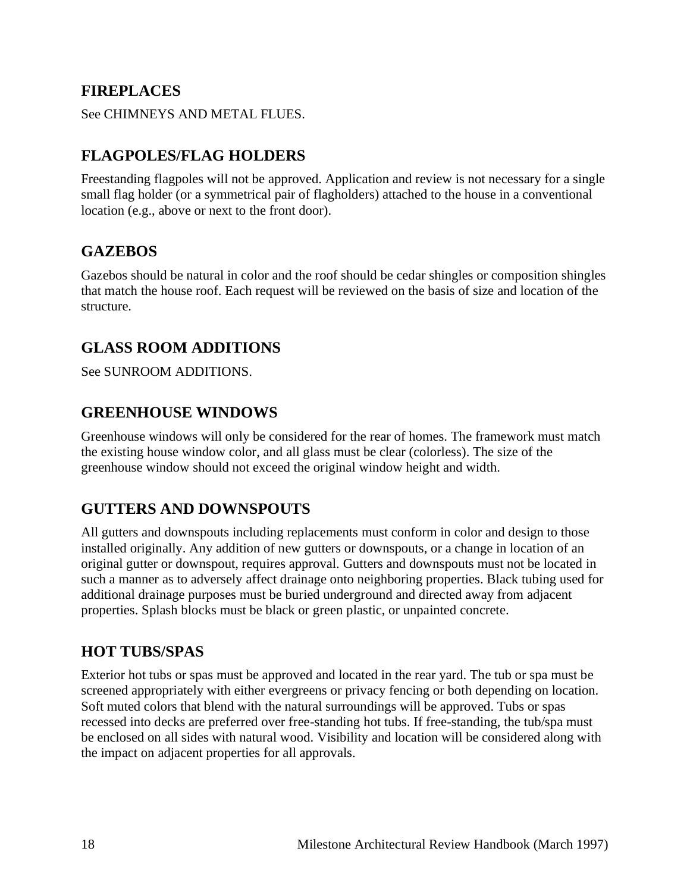## FIREPLACES

See CHIMNEYS AND METAL FLUES.

## FLAGPOLES/FLAG HOLDERS

Freestanding flagpoles will not be approved. Application and review is not necessary for a single small flag holder (or a symmetrical pair of flagholders) attached to the house in a conventional location (e.g., above or next to the front door).

## GAZEBOS

Gazebos should be natural in color and the roof should be cedar shingles or composition shingles that match the house roof. Each request will be reviewed on the basis of size and location of the structure.

## GLASS ROOM ADDITIONS

See SUNROOM ADDITIONS.

## GREENHOUSE WINDOWS

Greenhouse windows will only be considered for the rear of homes. The framework must match the existing house window color, and all glass must be clear (colorless). The size of the greenhouse window should not exceed the original window height and width.

## GUTTERS AND DOWNSPOUTS

All gutters and downspouts including replacements must conform in color and design to those installed originally. Any addition of new gutters or downspouts, or a change in location of an original gutter or downspout, requires approval. Gutters and downspouts must not be located in such a manner as to adversely affect drainage onto neighboring properties. Black tubing used for additional drainage purposes must be buried underground and directed away from adjacent properties. Splash blocks must be black or green plastic, or unpainted concrete.

## HOT TUBS/SPAS

Exterior hot tubs or spas must be approved and located in the rear yard. The tub or spa must be screened appropriately with either evergreens or privacy fencing or both depending on location. Soft muted colors that blend with the natural surroundings will be approved. Tubs or spas recessed into decks are preferred over free-standing hot tubs. If free-standing, the tub/spa must be enclosed on all sides with natural wood. Visibility and location will be considered along with the impact on adjacent properties for all approvals.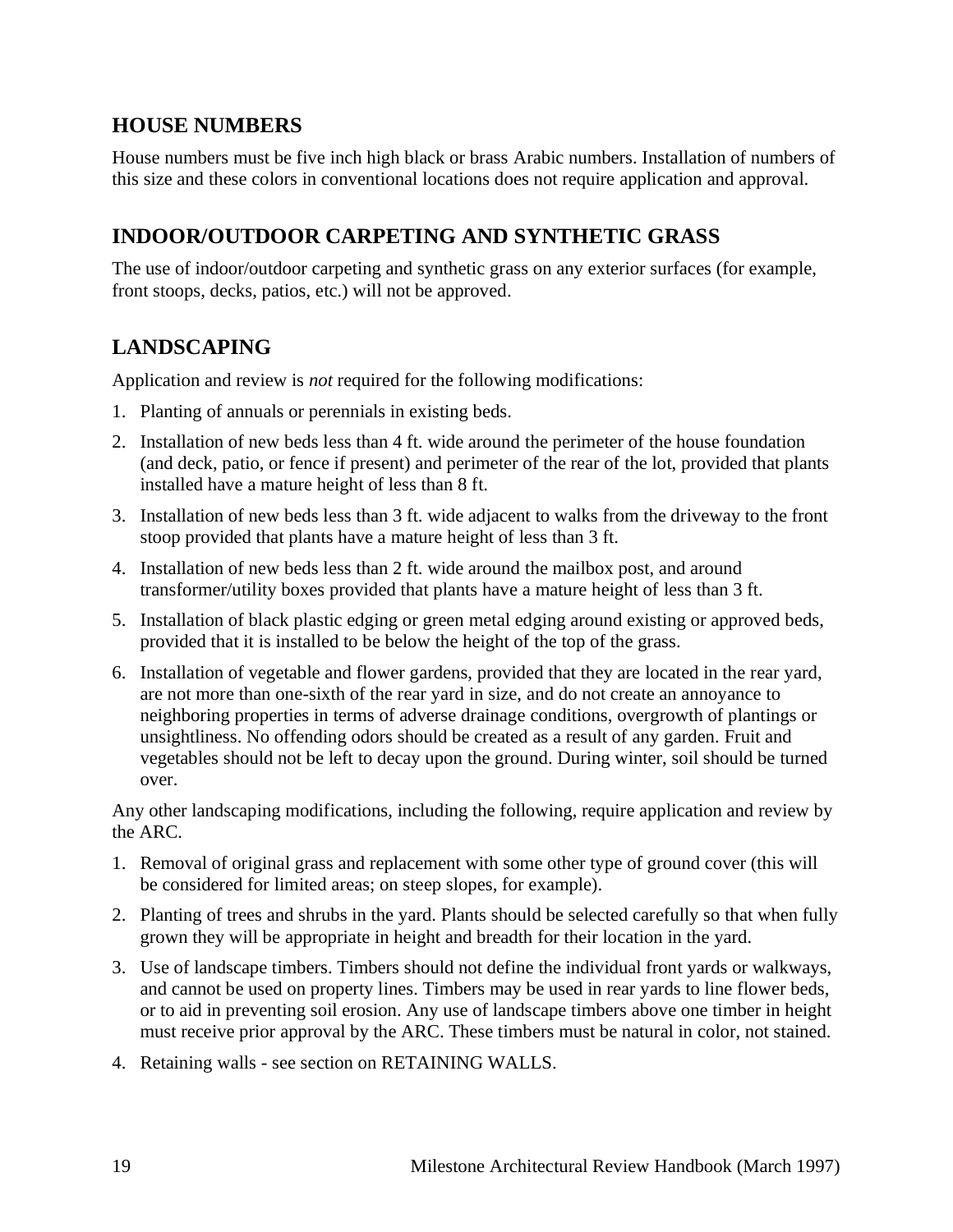## HOUSE NUMBERS

House numbers must be five inch high black or brass Arabic numbers. Installation of numbers of this size and these colors in conventional locations does not require application and approval.

## INDOOR/OUTDOOR CARPETING AND SYNTHETIC GRASS

The use of indoor/outdoor carpeting and synthetic grass on any exterior surfaces (for example, front stoops, decks, patios, etc.) will not be approved.

## LANDSCAPING

Application and review is *not* required for the following modifications:

1. Planting of annuals or perennials in existing beds.
2. Installation of new beds less than 4 ft. wide around the perimeter of the house foundation (and deck, patio, or fence if present) and perimeter of the rear of the lot, provided that plants installed have a mature height of less than 8 ft.
3. Installation of new beds less than 3 ft. wide adjacent to walks from the driveway to the front stoop provided that plants have a mature height of less than 3 ft.
4. Installation of new beds less than 2 ft. wide around the mailbox post, and around transformer/utility boxes provided that plants have a mature height of less than 3 ft.
5. Installation of black plastic edging or green metal edging around existing or approved beds, provided that it is installed to be below the height of the top of the grass.
6. Installation of vegetable and flower gardens, provided that they are located in the rear yard, are not more than one-sixth of the rear yard in size, and do not create an annoyance to neighboring properties in terms of adverse drainage conditions, overgrowth of plantings or unsightliness. No offending odors should be created as a result of any garden. Fruit and vegetables should not be left to decay upon the ground. During winter, soil should be turned over.

Any other landscaping modifications, including the following, require application and review by the ARC.

1. Removal of original grass and replacement with some other type of ground cover (this will be considered for limited areas; on steep slopes, for example).
2. Planting of trees and shrubs in the yard. Plants should be selected carefully so that when fully grown they will be appropriate in height and breadth for their location in the yard.
3. Use of landscape timbers. Timbers should not define the individual front yards or walkways, and cannot be used on property lines. Timbers may be used in rear yards to line flower beds, or to aid in preventing soil erosion. Any use of landscape timbers above one timber in height must receive prior approval by the ARC. These timbers must be natural in color, not stained.
4. Retaining walls - see section on RETAINING WALLS.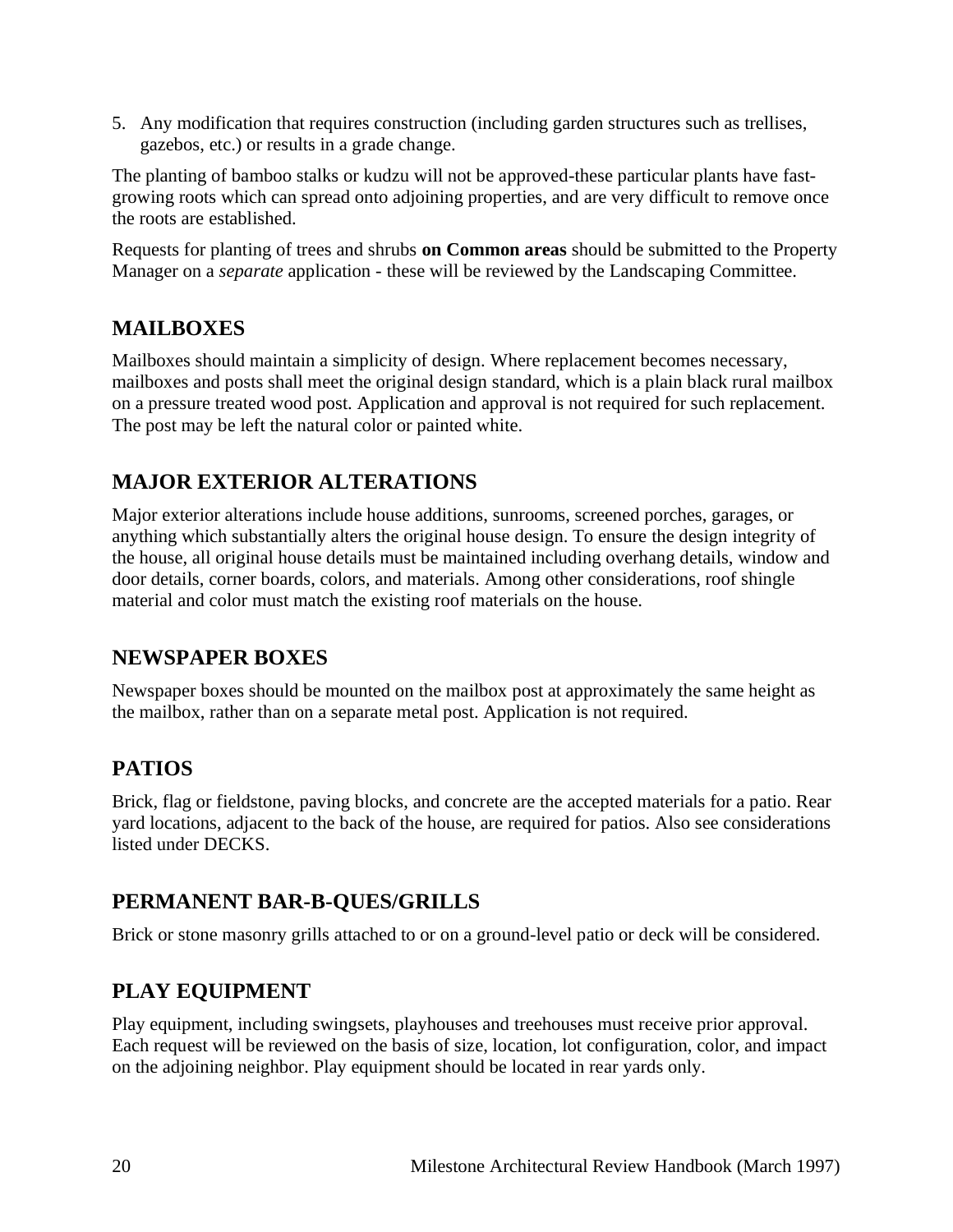5. Any modification that requires construction (including garden structures such as trellises, gazebos, etc.) or results in a grade change.

The planting of bamboo stalks or kudzu will not be approved-these particular plants have fast-growing roots which can spread onto adjoining properties, and are very difficult to remove once the roots are established.

Requests for planting of trees and shrubs **on Common areas** should be submitted to the Property Manager on a *separate* application - these will be reviewed by the Landscaping Committee.

## MAILBOXES

Mailboxes should maintain a simplicity of design. Where replacement becomes necessary, mailboxes and posts shall meet the original design standard, which is a plain black rural mailbox on a pressure treated wood post. Application and approval is not required for such replacement. The post may be left the natural color or painted white.

## MAJOR EXTERIOR ALTERATIONS

Major exterior alterations include house additions, sunrooms, screened porches, garages, or anything which substantially alters the original house design. To ensure the design integrity of the house, all original house details must be maintained including overhang details, window and door details, corner boards, colors, and materials. Among other considerations, roof shingle material and color must match the existing roof materials on the house.

## NEWSPAPER BOXES

Newspaper boxes should be mounted on the mailbox post at approximately the same height as the mailbox, rather than on a separate metal post. Application is not required.

## PATIOS

Brick, flag or fieldstone, paving blocks, and concrete are the accepted materials for a patio. Rear yard locations, adjacent to the back of the house, are required for patios. Also see considerations listed under DECKS.

## PERMANENT BAR-B-QUES/GRILLS

Brick or stone masonry grills attached to or on a ground-level patio or deck will be considered.

## PLAY EQUIPMENT

Play equipment, including swingsets, playhouses and treehouses must receive prior approval. Each request will be reviewed on the basis of size, location, lot configuration, color, and impact on the adjoining neighbor. Play equipment should be located in rear yards only.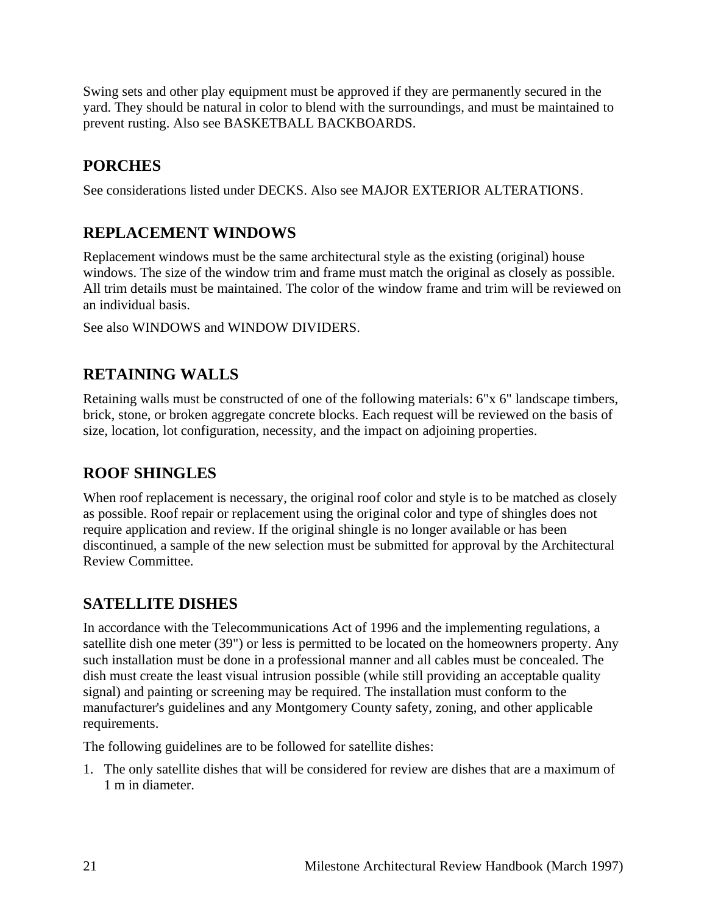Swing sets and other play equipment must be approved if they are permanently secured in the yard. They should be natural in color to blend with the surroundings, and must be maintained to prevent rusting. Also see BASKETBALL BACKBOARDS.

## PORCHES

See considerations listed under DECKS. Also see MAJOR EXTERIOR ALTERATIONS.

## REPLACEMENT WINDOWS

Replacement windows must be the same architectural style as the existing (original) house windows. The size of the window trim and frame must match the original as closely as possible. All trim details must be maintained. The color of the window frame and trim will be reviewed on an individual basis.

See also WINDOWS and WINDOW DIVIDERS.

## RETAINING WALLS

Retaining walls must be constructed of one of the following materials: 6"x 6" landscape timbers, brick, stone, or broken aggregate concrete blocks. Each request will be reviewed on the basis of size, location, lot configuration, necessity, and the impact on adjoining properties.

## ROOF SHINGLES

When roof replacement is necessary, the original roof color and style is to be matched as closely as possible. Roof repair or replacement using the original color and type of shingles does not require application and review. If the original shingle is no longer available or has been discontinued, a sample of the new selection must be submitted for approval by the Architectural Review Committee.

## SATELLITE DISHES

In accordance with the Telecommunications Act of 1996 and the implementing regulations, a satellite dish one meter (39") or less is permitted to be located on the homeowners property. Any such installation must be done in a professional manner and all cables must be concealed. The dish must create the least visual intrusion possible (while still providing an acceptable quality signal) and painting or screening may be required. The installation must conform to the manufacturer's guidelines and any Montgomery County safety, zoning, and other applicable requirements.

The following guidelines are to be followed for satellite dishes:

1. The only satellite dishes that will be considered for review are dishes that are a maximum of 1 m in diameter.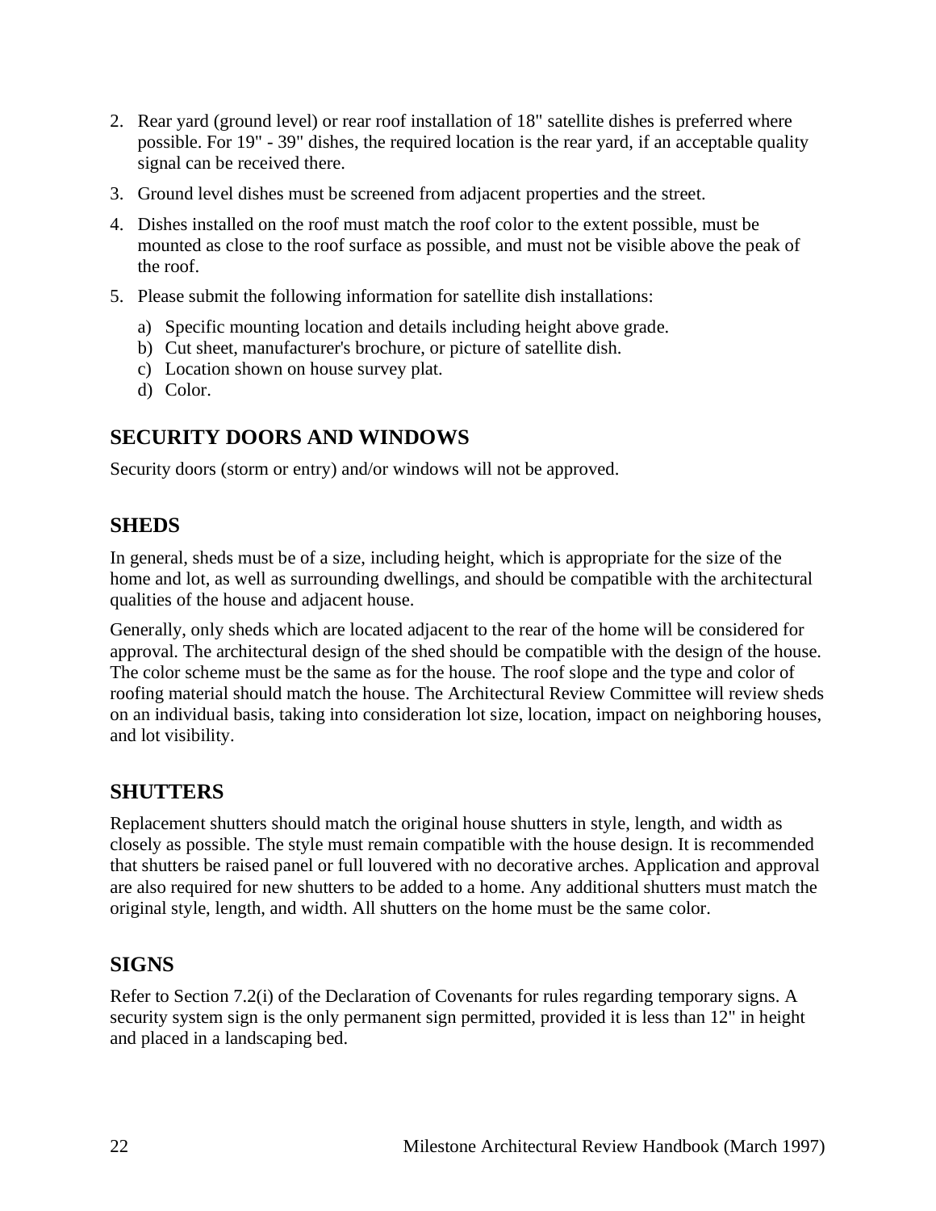2. Rear yard (ground level) or rear roof installation of 18" satellite dishes is preferred where possible. For 19" - 39" dishes, the required location is the rear yard, if an acceptable quality signal can be received there.
3. Ground level dishes must be screened from adjacent properties and the street.
4. Dishes installed on the roof must match the roof color to the extent possible, must be mounted as close to the roof surface as possible, and must not be visible above the peak of the roof.
5. Please submit the following information for satellite dish installations:
   a) Specific mounting location and details including height above grade.
   b) Cut sheet, manufacturer's brochure, or picture of satellite dish.
   c) Location shown on house survey plat.
   d) Color.

## SECURITY DOORS AND WINDOWS

Security doors (storm or entry) and/or windows will not be approved.

## SHEDS

In general, sheds must be of a size, including height, which is appropriate for the size of the home and lot, as well as surrounding dwellings, and should be compatible with the architectural qualities of the house and adjacent house.

Generally, only sheds which are located adjacent to the rear of the home will be considered for approval. The architectural design of the shed should be compatible with the design of the house. The color scheme must be the same as for the house. The roof slope and the type and color of roofing material should match the house. The Architectural Review Committee will review sheds on an individual basis, taking into consideration lot size, location, impact on neighboring houses, and lot visibility.

## SHUTTERS

Replacement shutters should match the original house shutters in style, length, and width as closely as possible. The style must remain compatible with the house design. It is recommended that shutters be raised panel or full louvered with no decorative arches. Application and approval are also required for new shutters to be added to a home. Any additional shutters must match the original style, length, and width. All shutters on the home must be the same color.

## SIGNS

Refer to Section 7.2(i) of the Declaration of Covenants for rules regarding temporary signs. A security system sign is the only permanent sign permitted, provided it is less than 12" in height and placed in a landscaping bed.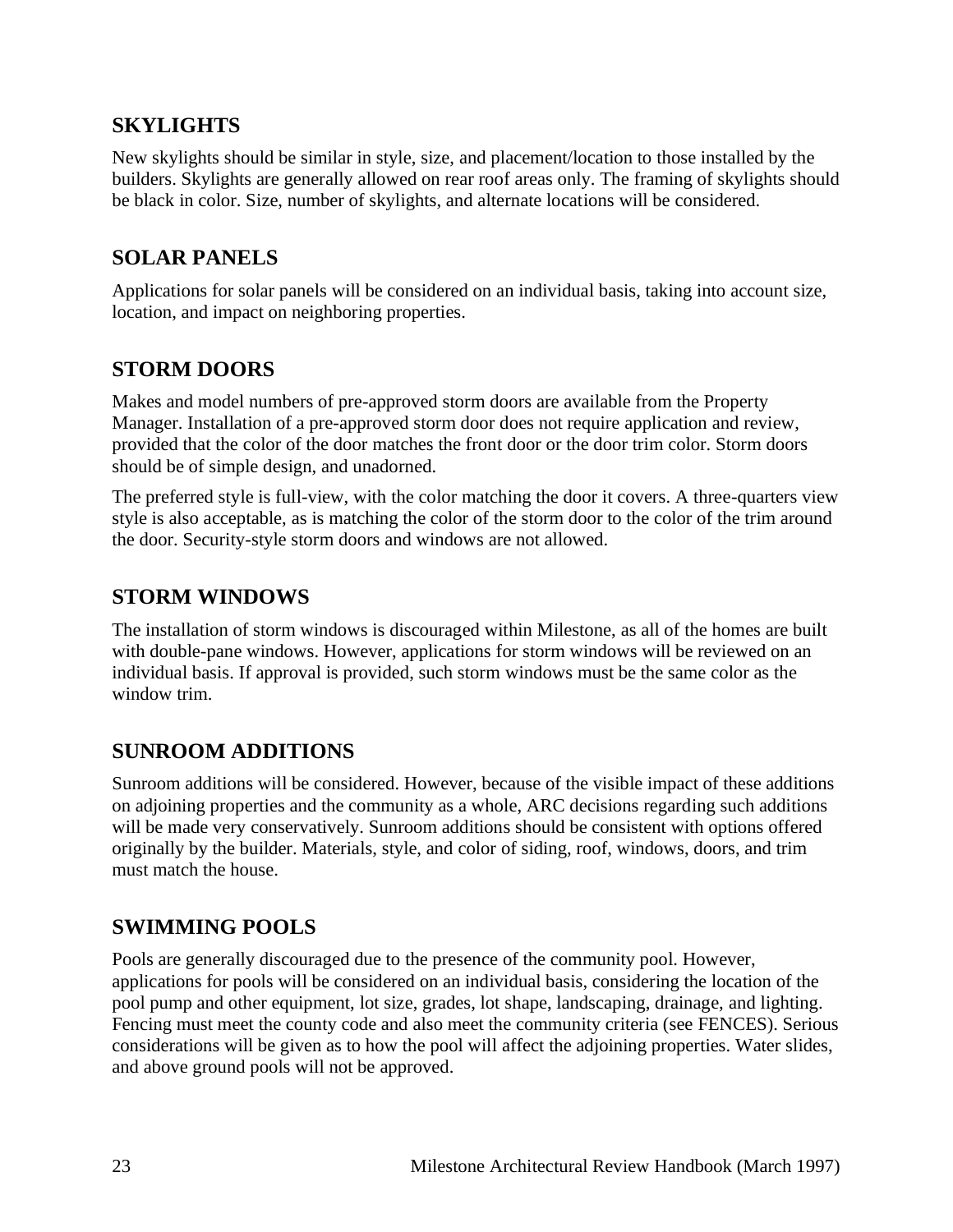## SKYLIGHTS

New skylights should be similar in style, size, and placement/location to those installed by the builders. Skylights are generally allowed on rear roof areas only. The framing of skylights should be black in color. Size, number of skylights, and alternate locations will be considered.

## SOLAR PANELS

Applications for solar panels will be considered on an individual basis, taking into account size, location, and impact on neighboring properties.

## STORM DOORS

Makes and model numbers of pre-approved storm doors are available from the Property Manager. Installation of a pre-approved storm door does not require application and review, provided that the color of the door matches the front door or the door trim color. Storm doors should be of simple design, and unadorned.

The preferred style is full-view, with the color matching the door it covers. A three-quarters view style is also acceptable, as is matching the color of the storm door to the color of the trim around the door. Security-style storm doors and windows are not allowed.

## STORM WINDOWS

The installation of storm windows is discouraged within Milestone, as all of the homes are built with double-pane windows. However, applications for storm windows will be reviewed on an individual basis. If approval is provided, such storm windows must be the same color as the window trim.

## SUNROOM ADDITIONS

Sunroom additions will be considered. However, because of the visible impact of these additions on adjoining properties and the community as a whole, ARC decisions regarding such additions will be made very conservatively. Sunroom additions should be consistent with options offered originally by the builder. Materials, style, and color of siding, roof, windows, doors, and trim must match the house.

## SWIMMING POOLS

Pools are generally discouraged due to the presence of the community pool. However, applications for pools will be considered on an individual basis, considering the location of the pool pump and other equipment, lot size, grades, lot shape, landscaping, drainage, and lighting. Fencing must meet the county code and also meet the community criteria (see FENCES). Serious considerations will be given as to how the pool will affect the adjoining properties. Water slides, and above ground pools will not be approved.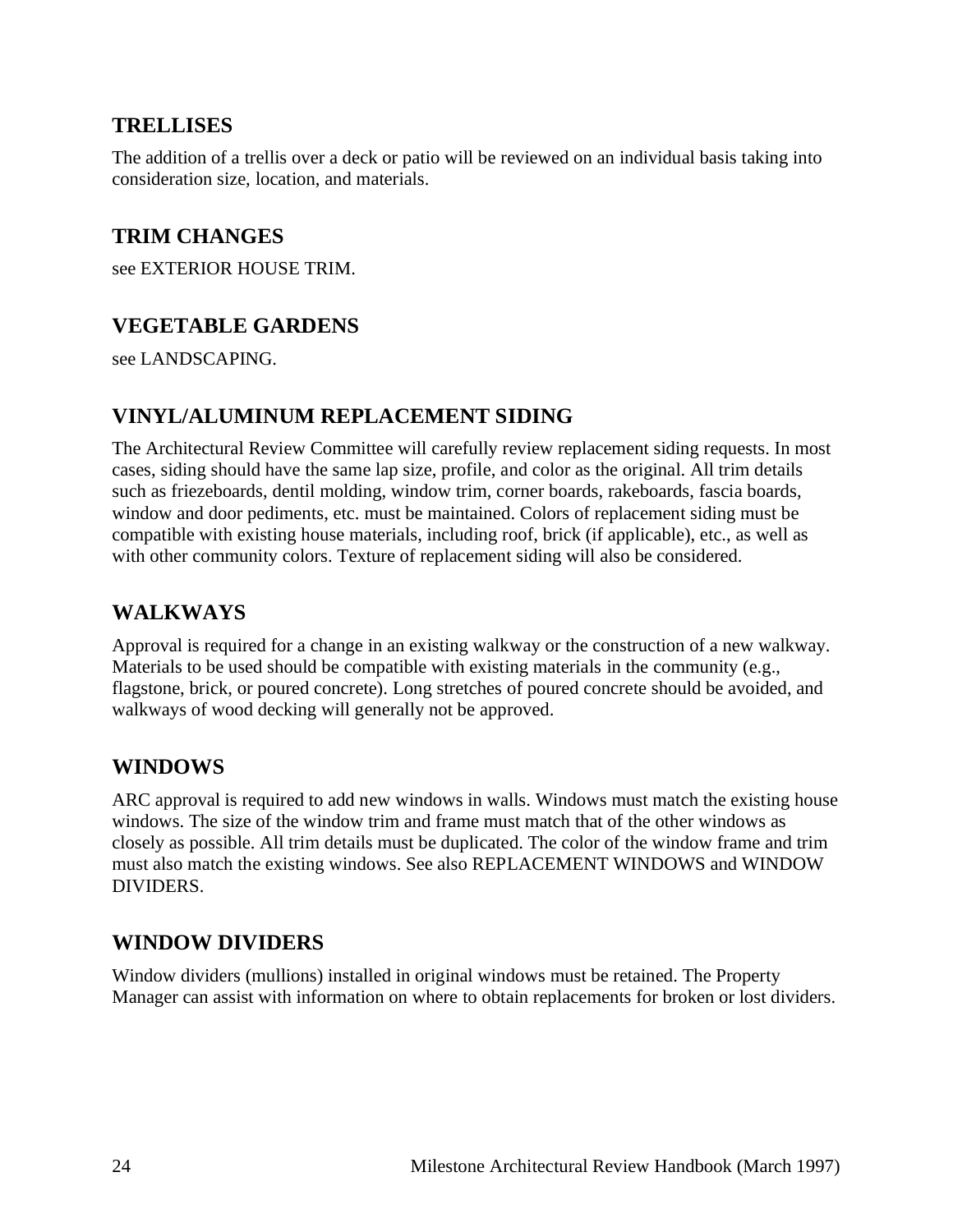## TRELLISES

The addition of a trellis over a deck or patio will be reviewed on an individual basis taking into consideration size, location, and materials.

## TRIM CHANGES

see EXTERIOR HOUSE TRIM.

## VEGETABLE GARDENS

see LANDSCAPING.

## VINYL/ALUMINUM REPLACEMENT SIDING

The Architectural Review Committee will carefully review replacement siding requests. In most cases, siding should have the same lap size, profile, and color as the original. All trim details such as friezeboards, dentil molding, window trim, corner boards, rakeboards, fascia boards, window and door pediments, etc. must be maintained. Colors of replacement siding must be compatible with existing house materials, including roof, brick (if applicable), etc., as well as with other community colors. Texture of replacement siding will also be considered.

## WALKWAYS

Approval is required for a change in an existing walkway or the construction of a new walkway. Materials to be used should be compatible with existing materials in the community (e.g., flagstone, brick, or poured concrete). Long stretches of poured concrete should be avoided, and walkways of wood decking will generally not be approved.

## WINDOWS

ARC approval is required to add new windows in walls. Windows must match the existing house windows. The size of the window trim and frame must match that of the other windows as closely as possible. All trim details must be duplicated. The color of the window frame and trim must also match the existing windows. See also REPLACEMENT WINDOWS and WINDOW DIVIDERS.

## WINDOW DIVIDERS

Window dividers (mullions) installed in original windows must be retained. The Property Manager can assist with information on where to obtain replacements for broken or lost dividers.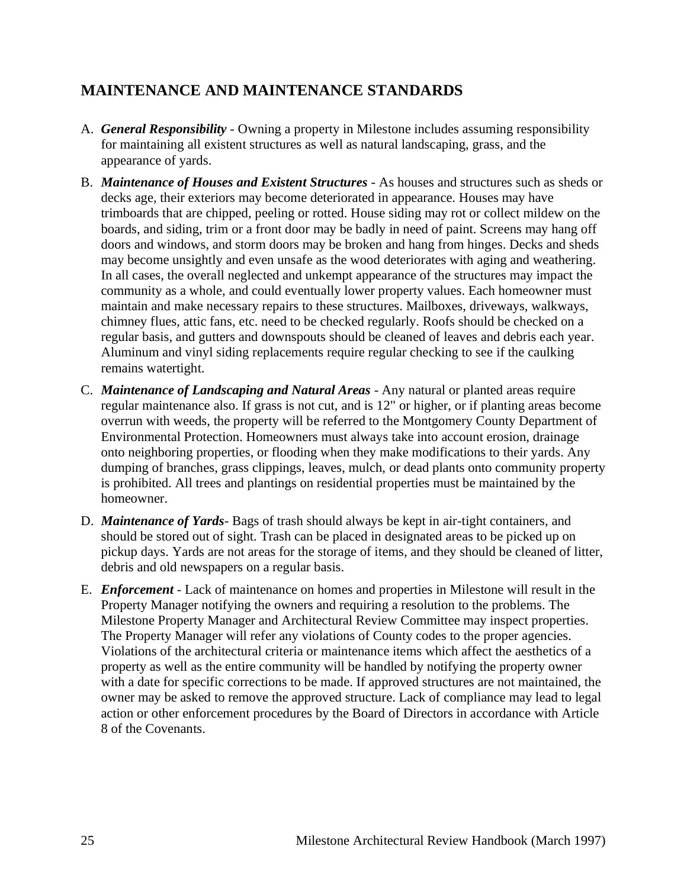## MAINTENANCE AND MAINTENANCE STANDARDS

A. ***General Responsibility*** - Owning a property in Milestone includes assuming responsibility for maintaining all existent structures as well as natural landscaping, grass, and the appearance of yards.

B. ***Maintenance of Houses and Existent Structures*** - As houses and structures such as sheds or decks age, their exteriors may become deteriorated in appearance. Houses may have trimboards that are chipped, peeling or rotted. House siding may rot or collect mildew on the boards, and siding, trim or a front door may be badly in need of paint. Screens may hang off doors and windows, and storm doors may be broken and hang from hinges. Decks and sheds may become unsightly and even unsafe as the wood deteriorates with aging and weathering. In all cases, the overall neglected and unkempt appearance of the structures may impact the community as a whole, and could eventually lower property values. Each homeowner must maintain and make necessary repairs to these structures. Mailboxes, driveways, walkways, chimney flues, attic fans, etc. need to be checked regularly. Roofs should be checked on a regular basis, and gutters and downspouts should be cleaned of leaves and debris each year. Aluminum and vinyl siding replacements require regular checking to see if the caulking remains watertight.

C. ***Maintenance of Landscaping and Natural Areas*** - Any natural or planted areas require regular maintenance also. If grass is not cut, and is 12" or higher, or if planting areas become overrun with weeds, the property will be referred to the Montgomery County Department of Environmental Protection. Homeowners must always take into account erosion, drainage onto neighboring properties, or flooding when they make modifications to their yards. Any dumping of branches, grass clippings, leaves, mulch, or dead plants onto community property is prohibited. All trees and plantings on residential properties must be maintained by the homeowner.

D. ***Maintenance of Yards***- Bags of trash should always be kept in air-tight containers, and should be stored out of sight. Trash can be placed in designated areas to be picked up on pickup days. Yards are not areas for the storage of items, and they should be cleaned of litter, debris and old newspapers on a regular basis.

E. ***Enforcement*** - Lack of maintenance on homes and properties in Milestone will result in the Property Manager notifying the owners and requiring a resolution to the problems. The Milestone Property Manager and Architectural Review Committee may inspect properties. The Property Manager will refer any violations of County codes to the proper agencies. Violations of the architectural criteria or maintenance items which affect the aesthetics of a property as well as the entire community will be handled by notifying the property owner with a date for specific corrections to be made. If approved structures are not maintained, the owner may be asked to remove the approved structure. Lack of compliance may lead to legal action or other enforcement procedures by the Board of Directors in accordance with Article 8 of the Covenants.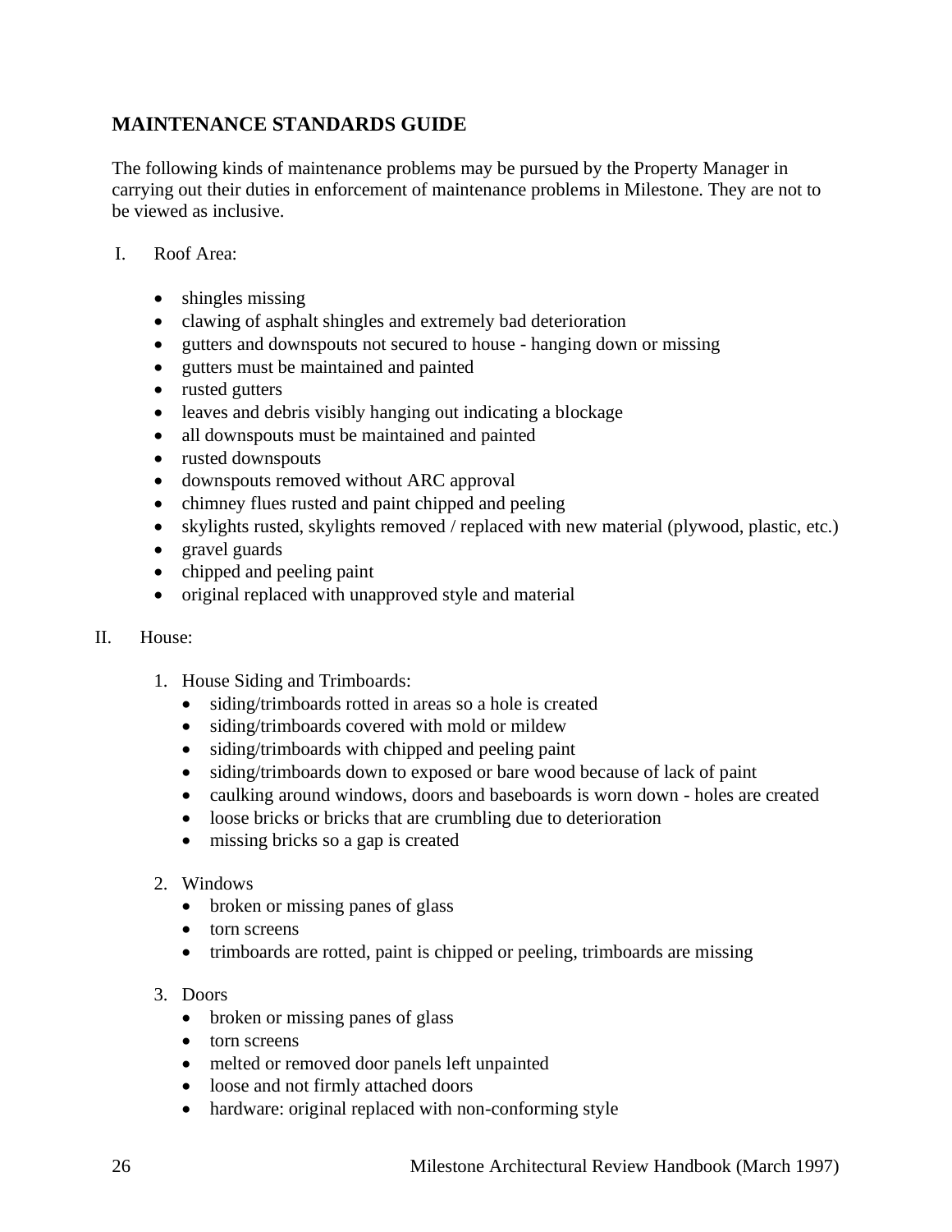## MAINTENANCE STANDARDS GUIDE

The following kinds of maintenance problems may be pursued by the Property Manager in carrying out their duties in enforcement of maintenance problems in Milestone. They are not to be viewed as inclusive.

I. Roof Area:

- shingles missing
- clawing of asphalt shingles and extremely bad deterioration
- gutters and downspouts not secured to house - hanging down or missing
- gutters must be maintained and painted
- rusted gutters
- leaves and debris visibly hanging out indicating a blockage
- all downspouts must be maintained and painted
- rusted downspouts
- downspouts removed without ARC approval
- chimney flues rusted and paint chipped and peeling
- skylights rusted, skylights removed / replaced with new material (plywood, plastic, etc.)
- gravel guards
- chipped and peeling paint
- original replaced with unapproved style and material

II. House:

1. House Siding and Trimboards:
   - siding/trimboards rotted in areas so a hole is created
   - siding/trimboards covered with mold or mildew
   - siding/trimboards with chipped and peeling paint
   - siding/trimboards down to exposed or bare wood because of lack of paint
   - caulking around windows, doors and baseboards is worn down - holes are created
   - loose bricks or bricks that are crumbling due to deterioration
   - missing bricks so a gap is created

2. Windows
   - broken or missing panes of glass
   - torn screens
   - trimboards are rotted, paint is chipped or peeling, trimboards are missing

3. Doors
   - broken or missing panes of glass
   - torn screens
   - melted or removed door panels left unpainted
   - loose and not firmly attached doors
   - hardware: original replaced with non-conforming style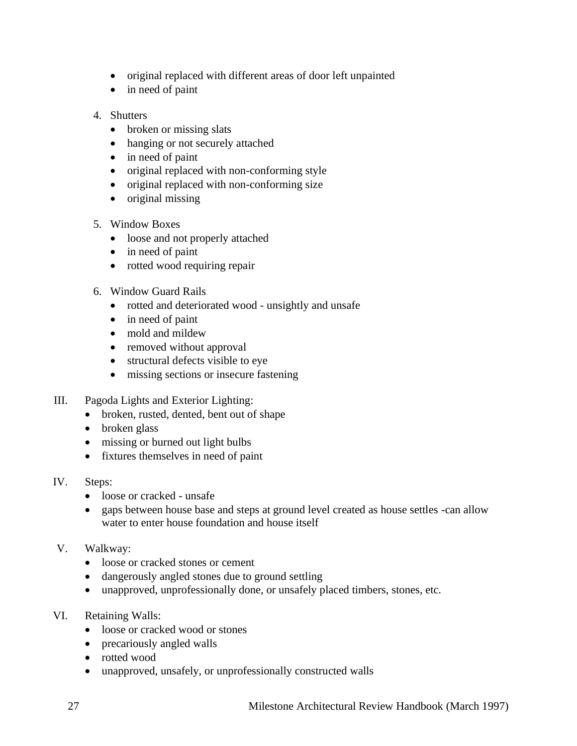- original replaced with different areas of door left unpainted
- in need of paint

4. Shutters
    - broken or missing slats
    - hanging or not securely attached
    - in need of paint
    - original replaced with non-conforming style
    - original replaced with non-conforming size
    - original missing

5. Window Boxes
    - loose and not properly attached
    - in need of paint
    - rotted wood requiring repair

6. Window Guard Rails
    - rotted and deteriorated wood - unsightly and unsafe
    - in need of paint
    - mold and mildew
    - removed without approval
    - structural defects visible to eye
    - missing sections or insecure fastening

III. Pagoda Lights and Exterior Lighting:
- broken, rusted, dented, bent out of shape
- broken glass
- missing or burned out light bulbs
- fixtures themselves in need of paint

IV. Steps:
- loose or cracked - unsafe
- gaps between house base and steps at ground level created as house settles -can allow water to enter house foundation and house itself

V. Walkway:
- loose or cracked stones or cement
- dangerously angled stones due to ground settling
- unapproved, unprofessionally done, or unsafely placed timbers, stones, etc.

VI. Retaining Walls:
- loose or cracked wood or stones
- precariously angled walls
- rotted wood
- unapproved, unsafely, or unprofessionally constructed walls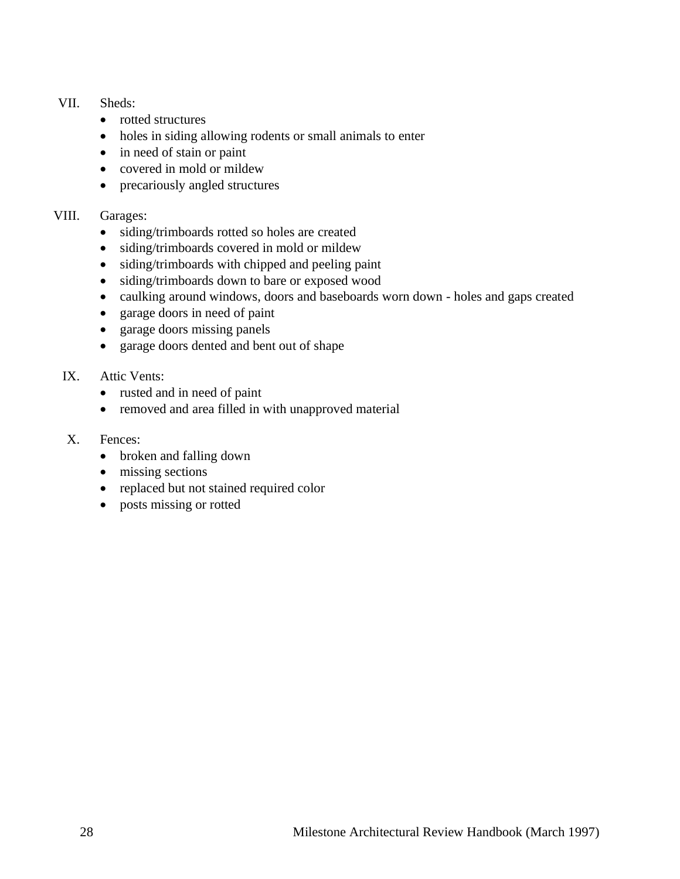VII. Sheds:

- rotted structures
- holes in siding allowing rodents or small animals to enter
- in need of stain or paint
- covered in mold or mildew
- precariously angled structures

VIII. Garages:

- siding/trimboards rotted so holes are created
- siding/trimboards covered in mold or mildew
- siding/trimboards with chipped and peeling paint
- siding/trimboards down to bare or exposed wood
- caulking around windows, doors and baseboards worn down - holes and gaps created
- garage doors in need of paint
- garage doors missing panels
- garage doors dented and bent out of shape

IX. Attic Vents:

- rusted and in need of paint
- removed and area filled in with unapproved material

X. Fences:

- broken and falling down
- missing sections
- replaced but not stained required color
- posts missing or rotted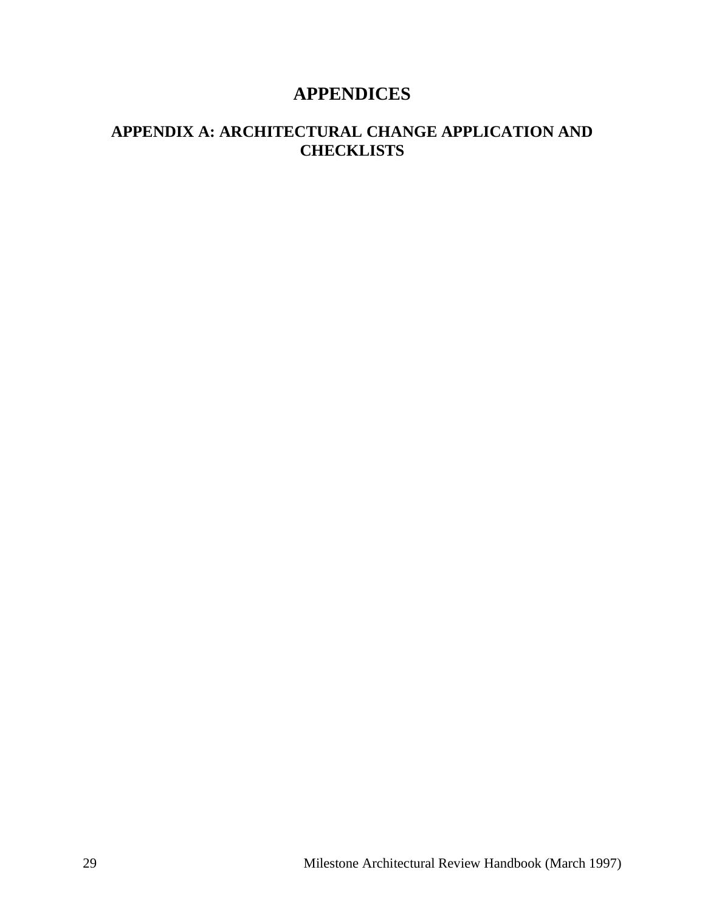# APPENDICES

## APPENDIX A: ARCHITECTURAL CHANGE APPLICATION AND CHECKLISTS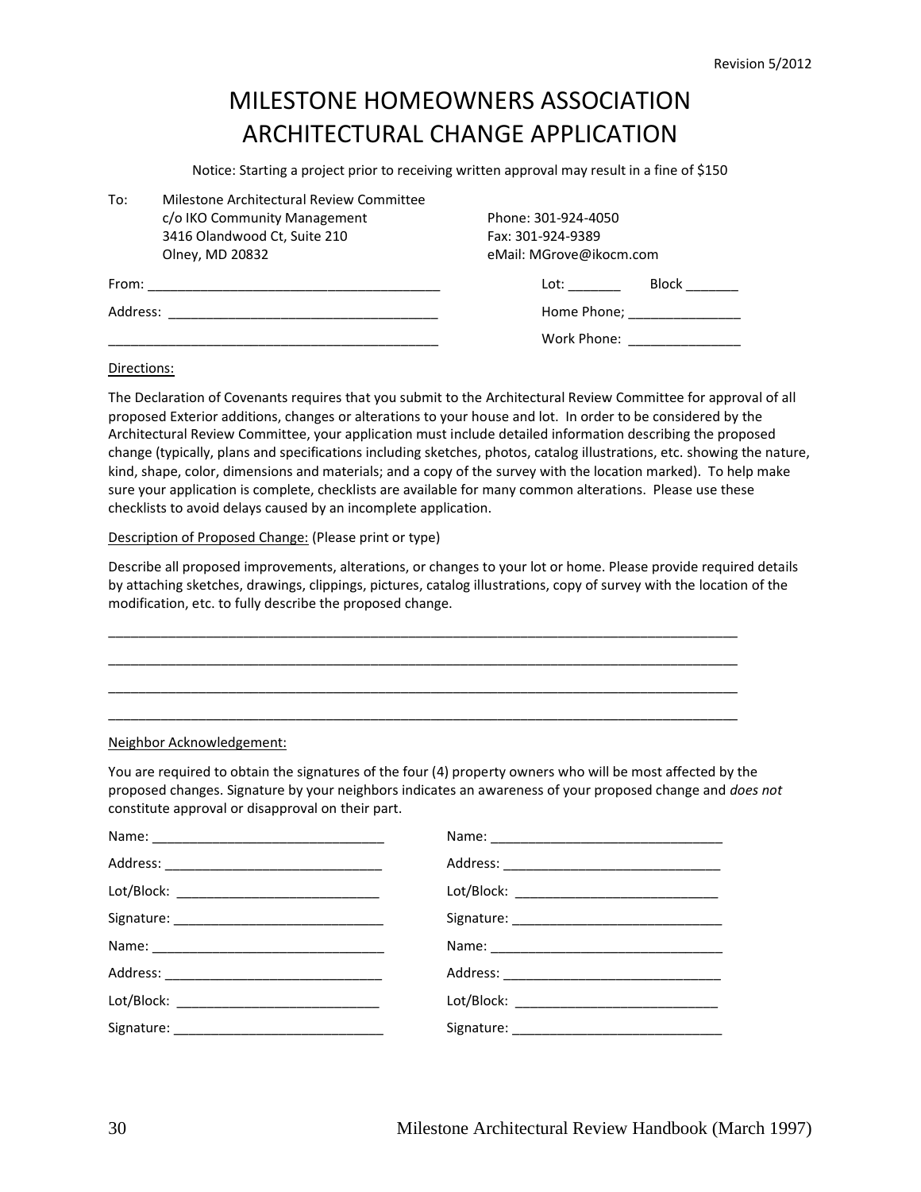Revision 5/2012

# MILESTONE HOMEOWNERS ASSOCIATION
# ARCHITECTURAL CHANGE APPLICATION

Notice: Starting a project prior to receiving written approval may result in a fine of $150

To: Milestone Architectural Review Committee
c/o IKO Community Management
3416 Olandwood Ct, Suite 210
Olney, MD 20832

Phone: 301-924-4050
Fax: 301-924-9389
eMail: MGrove@ikocm.com

From: ________________________________________ Lot: _______ Block _______

Address: ____________________________________ Home Phone; _______________

_____________________________________________ Work Phone: _______________

Directions:

The Declaration of Covenants requires that you submit to the Architectural Review Committee for approval of all proposed Exterior additions, changes or alterations to your house and lot. In order to be considered by the Architectural Review Committee, your application must include detailed information describing the proposed change (typically, plans and specifications including sketches, photos, catalog illustrations, etc. showing the nature, kind, shape, color, dimensions and materials; and a copy of the survey with the location marked). To help make sure your application is complete, checklists are available for many common alterations. Please use these checklists to avoid delays caused by an incomplete application.

Description of Proposed Change: (Please print or type)

Describe all proposed improvements, alterations, or changes to your lot or home. Please provide required details by attaching sketches, drawings, clippings, pictures, catalog illustrations, copy of survey with the location of the modification, etc. to fully describe the proposed change.

_____________________________________________________________________________________

_____________________________________________________________________________________

_____________________________________________________________________________________

_____________________________________________________________________________________

Neighbor Acknowledgement:

You are required to obtain the signatures of the four (4) property owners who will be most affected by the proposed changes. Signature by your neighbors indicates an awareness of your proposed change and *does not* constitute approval or disapproval on their part.

Name: _______________________________ Name: _______________________________

Address: _____________________________ Address: _____________________________

Lot/Block: ___________________________ Lot/Block: ___________________________

Signature: ___________________________ Signature: ___________________________

Name: _______________________________ Name: _______________________________

Address: _____________________________ Address: _____________________________

Lot/Block: ___________________________ Lot/Block: ___________________________

Signature: ___________________________ Signature: ___________________________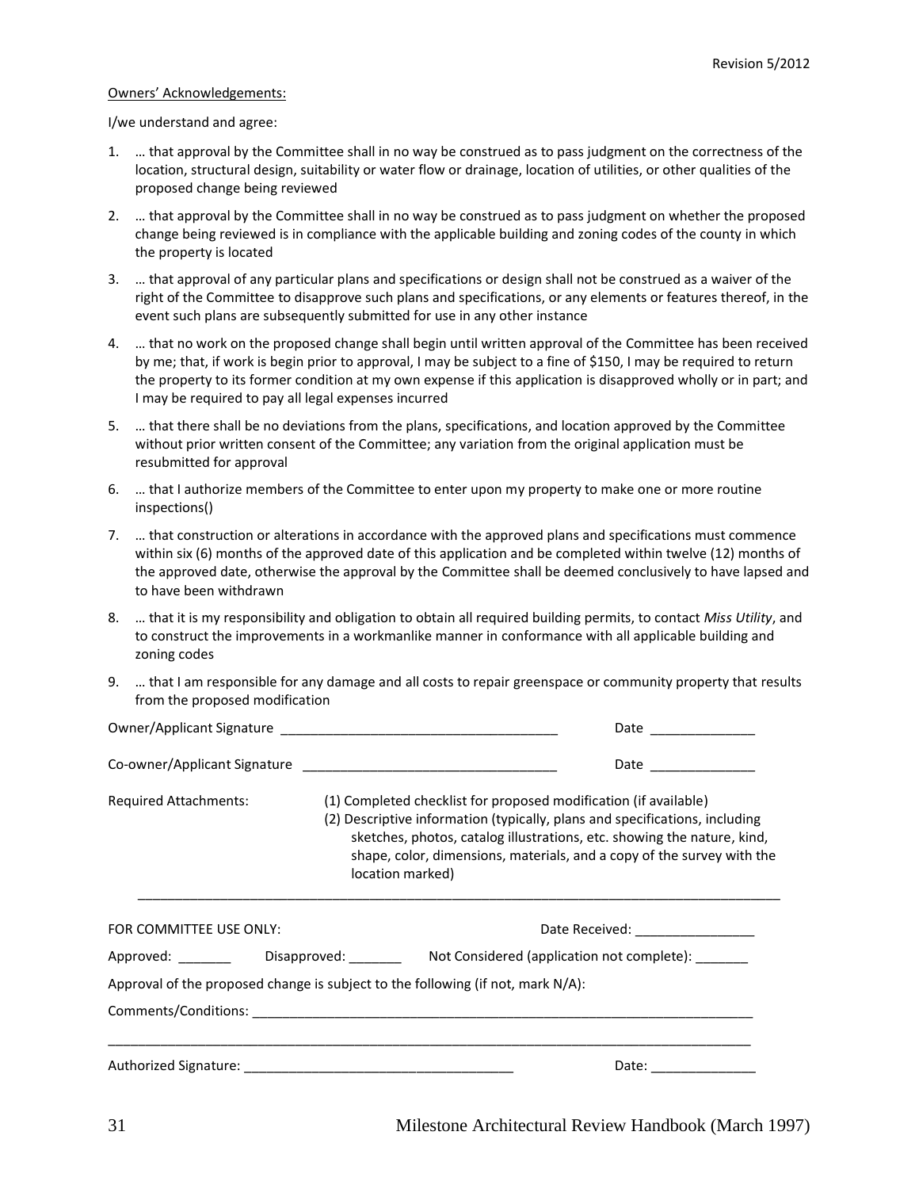Owners' Acknowledgements:

I/we understand and agree:

1. … that approval by the Committee shall in no way be construed as to pass judgment on the correctness of the location, structural design, suitability or water flow or drainage, location of utilities, or other qualities of the proposed change being reviewed
2. … that approval by the Committee shall in no way be construed as to pass judgment on whether the proposed change being reviewed is in compliance with the applicable building and zoning codes of the county in which the property is located
3. … that approval of any particular plans and specifications or design shall not be construed as a waiver of the right of the Committee to disapprove such plans and specifications, or any elements or features thereof, in the event such plans are subsequently submitted for use in any other instance
4. … that no work on the proposed change shall begin until written approval of the Committee has been received by me; that, if work is begin prior to approval, I may be subject to a fine of $150, I may be required to return the property to its former condition at my own expense if this application is disapproved wholly or in part; and I may be required to pay all legal expenses incurred
5. … that there shall be no deviations from the plans, specifications, and location approved by the Committee without prior written consent of the Committee; any variation from the original application must be resubmitted for approval
6. … that I authorize members of the Committee to enter upon my property to make one or more routine inspections()
7. … that construction or alterations in accordance with the approved plans and specifications must commence within six (6) months of the approved date of this application and be completed within twelve (12) months of the approved date, otherwise the approval by the Committee shall be deemed conclusively to have lapsed and to have been withdrawn
8. … that it is my responsibility and obligation to obtain all required building permits, to contact *Miss Utility*, and to construct the improvements in a workmanlike manner in conformance with all applicable building and zoning codes
9. … that I am responsible for any damage and all costs to repair greenspace or community property that results from the proposed modification

Owner/Applicant Signature ______________________________________ Date ______________

Co-owner/Applicant Signature __________________________________ Date ______________

Required Attachments:

(1) Completed checklist for proposed modification (if available)
(2) Descriptive information (typically, plans and specifications, including sketches, photos, catalog illustrations, etc. showing the nature, kind, shape, color, dimensions, materials, and a copy of the survey with the location marked)

---

FOR COMMITTEE USE ONLY: Date Received: ________________

Approved: _______ Disapproved: _______ Not Considered (application not complete): _______

Approval of the proposed change is subject to the following (if not, mark N/A):

Comments/Conditions: ______________________________________________________________________

__________________________________________________________________________________________

Authorized Signature: ____________________________________ Date: ______________

Milestone Architectural Review Handbook (March 1997)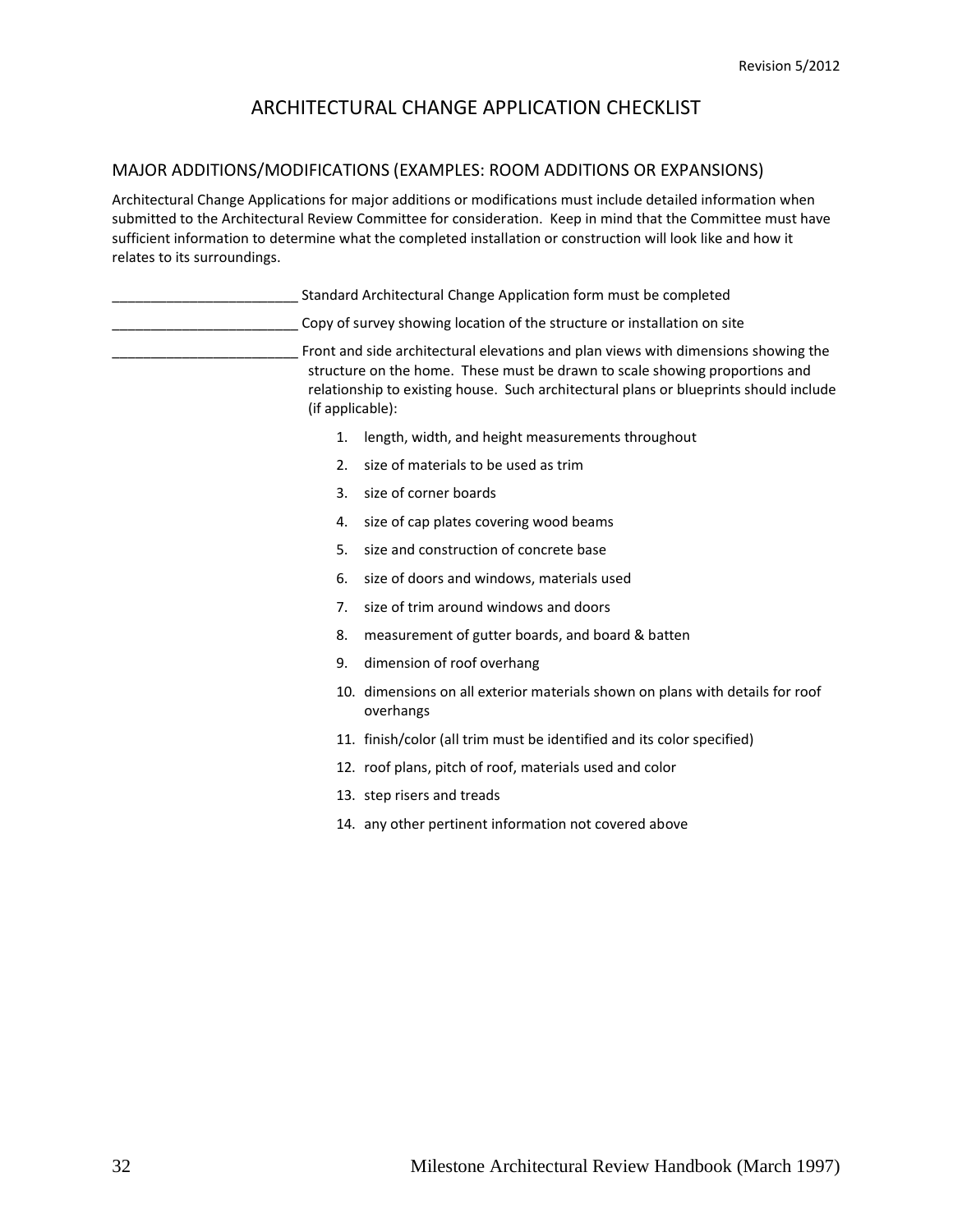# ARCHITECTURAL CHANGE APPLICATION CHECKLIST

## MAJOR ADDITIONS/MODIFICATIONS (EXAMPLES: ROOM ADDITIONS OR EXPANSIONS)

Architectural Change Applications for major additions or modifications must include detailed information when submitted to the Architectural Review Committee for consideration. Keep in mind that the Committee must have sufficient information to determine what the completed installation or construction will look like and how it relates to its surroundings.

________________________ Standard Architectural Change Application form must be completed

________________________ Copy of survey showing location of the structure or installation on site

________________________ Front and side architectural elevations and plan views with dimensions showing the structure on the home. These must be drawn to scale showing proportions and relationship to existing house. Such architectural plans or blueprints should include (if applicable):

1. length, width, and height measurements throughout
2. size of materials to be used as trim
3. size of corner boards
4. size of cap plates covering wood beams
5. size and construction of concrete base
6. size of doors and windows, materials used
7. size of trim around windows and doors
8. measurement of gutter boards, and board & batten
9. dimension of roof overhang
10. dimensions on all exterior materials shown on plans with details for roof overhangs
11. finish/color (all trim must be identified and its color specified)
12. roof plans, pitch of roof, materials used and color
13. step risers and treads
14. any other pertinent information not covered above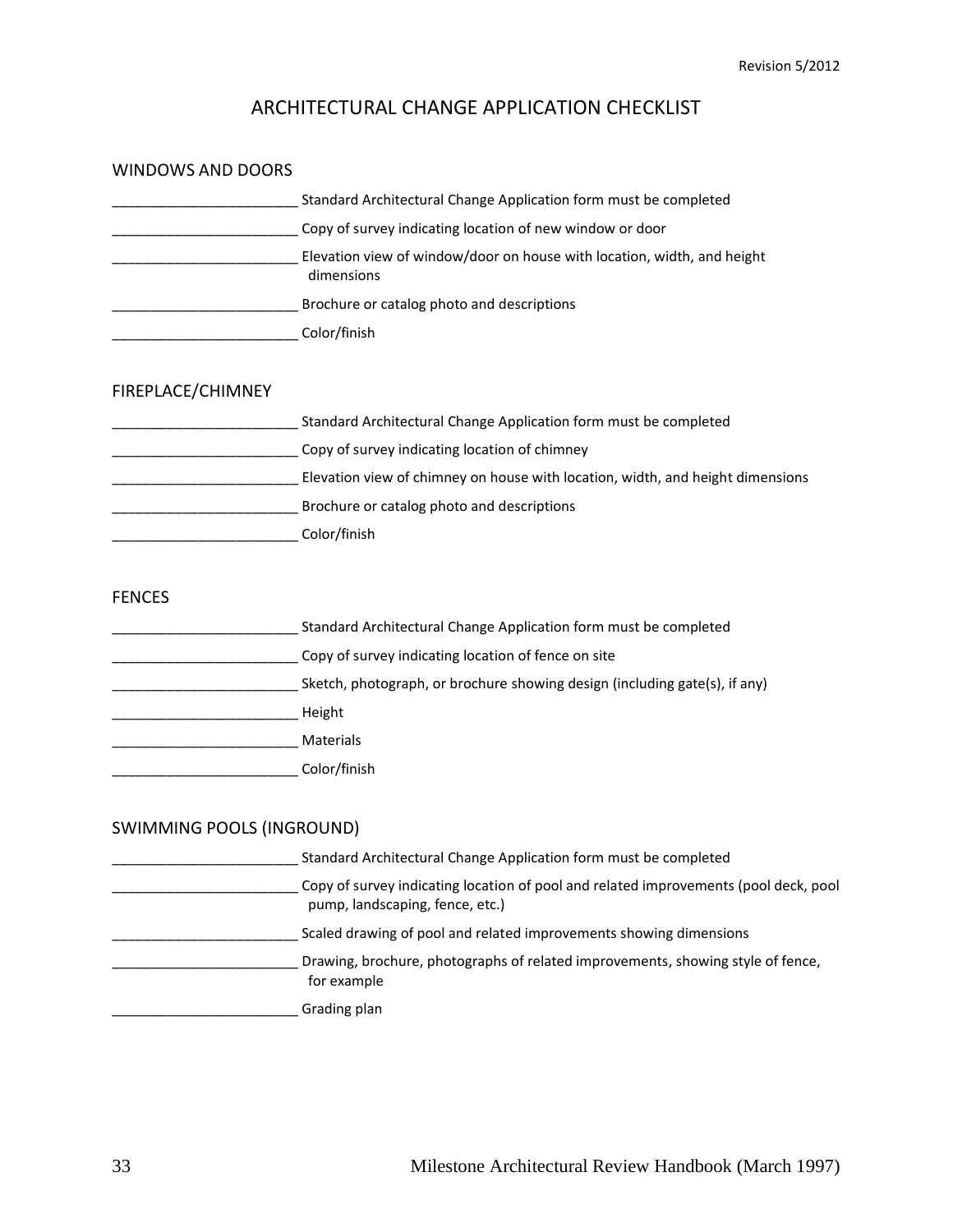# ARCHITECTURAL CHANGE APPLICATION CHECKLIST

## WINDOWS AND DOORS

________________________ Standard Architectural Change Application form must be completed

________________________ Copy of survey indicating location of new window or door

________________________ Elevation view of window/door on house with location, width, and height dimensions

________________________ Brochure or catalog photo and descriptions

________________________ Color/finish

## FIREPLACE/CHIMNEY

________________________ Standard Architectural Change Application form must be completed

________________________ Copy of survey indicating location of chimney

________________________ Elevation view of chimney on house with location, width, and height dimensions

________________________ Brochure or catalog photo and descriptions

________________________ Color/finish

## FENCES

________________________ Standard Architectural Change Application form must be completed

________________________ Copy of survey indicating location of fence on site

________________________ Sketch, photograph, or brochure showing design (including gate(s), if any)

________________________ Height

________________________ Materials

________________________ Color/finish

## SWIMMING POOLS (INGROUND)

________________________ Standard Architectural Change Application form must be completed

________________________ Copy of survey indicating location of pool and related improvements (pool deck, pool pump, landscaping, fence, etc.)

________________________ Scaled drawing of pool and related improvements showing dimensions

________________________ Drawing, brochure, photographs of related improvements, showing style of fence, for example

________________________ Grading plan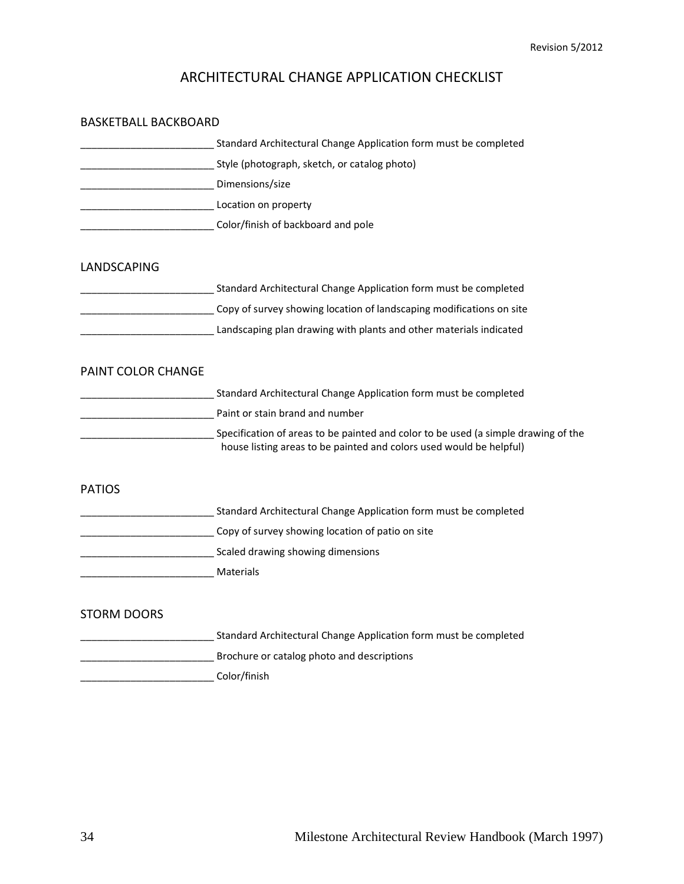Revision 5/2012

# ARCHITECTURAL CHANGE APPLICATION CHECKLIST

## BASKETBALL BACKBOARD

________________________ Standard Architectural Change Application form must be completed

________________________ Style (photograph, sketch, or catalog photo)

________________________ Dimensions/size

________________________ Location on property

________________________ Color/finish of backboard and pole

## LANDSCAPING

________________________ Standard Architectural Change Application form must be completed

________________________ Copy of survey showing location of landscaping modifications on site

________________________ Landscaping plan drawing with plants and other materials indicated

## PAINT COLOR CHANGE

________________________ Standard Architectural Change Application form must be completed

________________________ Paint or stain brand and number

________________________ Specification of areas to be painted and color to be used (a simple drawing of the house listing areas to be painted and colors used would be helpful)

## PATIOS

________________________ Standard Architectural Change Application form must be completed

________________________ Copy of survey showing location of patio on site

________________________ Scaled drawing showing dimensions

________________________ Materials

## STORM DOORS

________________________ Standard Architectural Change Application form must be completed

________________________ Brochure or catalog photo and descriptions

________________________ Color/finish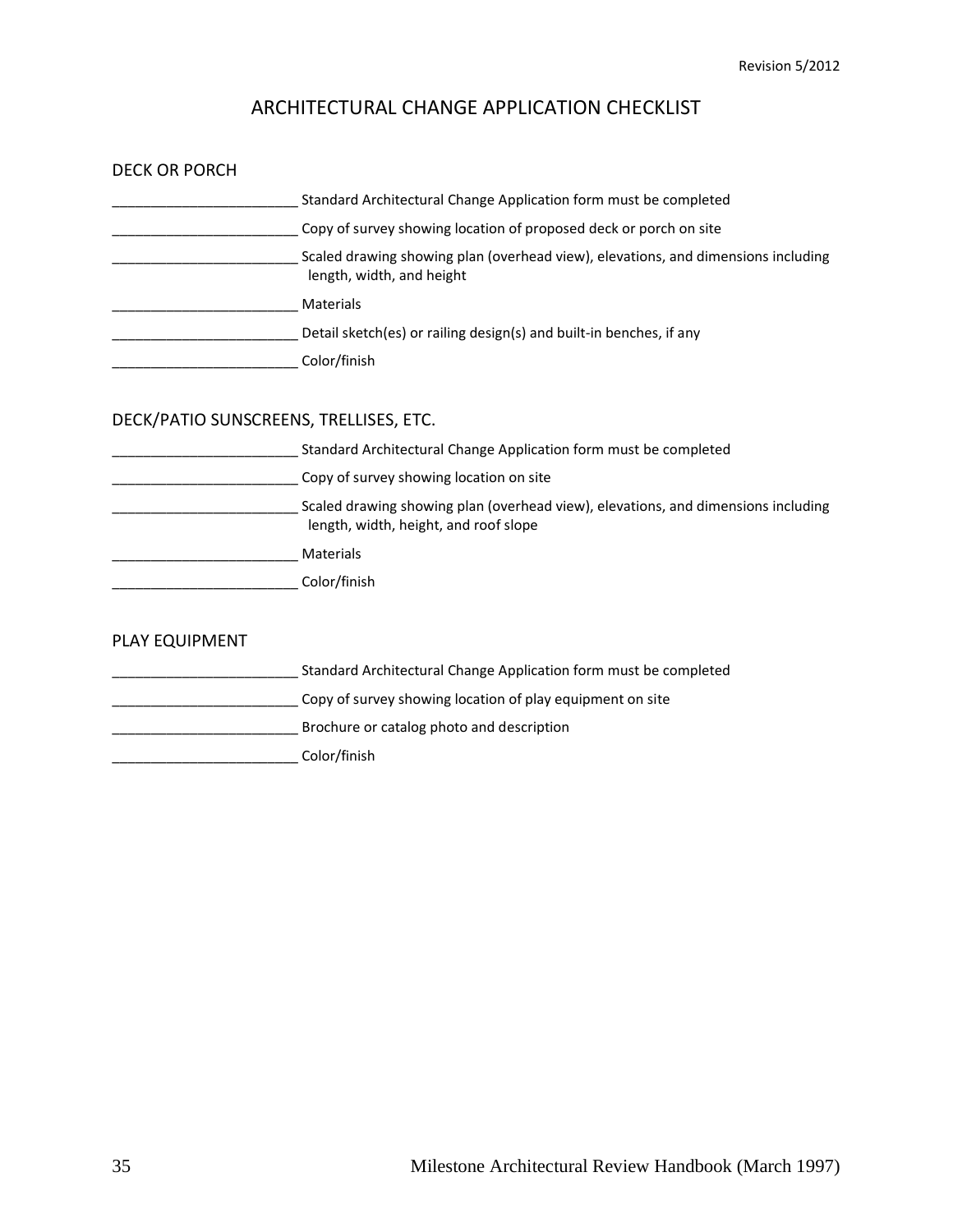# ARCHITECTURAL CHANGE APPLICATION CHECKLIST

## DECK OR PORCH

________________________ Standard Architectural Change Application form must be completed

________________________ Copy of survey showing location of proposed deck or porch on site

________________________ Scaled drawing showing plan (overhead view), elevations, and dimensions including length, width, and height

________________________ Materials

________________________ Detail sketch(es) or railing design(s) and built-in benches, if any

________________________ Color/finish

## DECK/PATIO SUNSCREENS, TRELLISES, ETC.

________________________ Standard Architectural Change Application form must be completed

________________________ Copy of survey showing location on site

________________________ Scaled drawing showing plan (overhead view), elevations, and dimensions including length, width, height, and roof slope

________________________ Materials

________________________ Color/finish

## PLAY EQUIPMENT

________________________ Standard Architectural Change Application form must be completed

________________________ Copy of survey showing location of play equipment on site

________________________ Brochure or catalog photo and description

________________________ Color/finish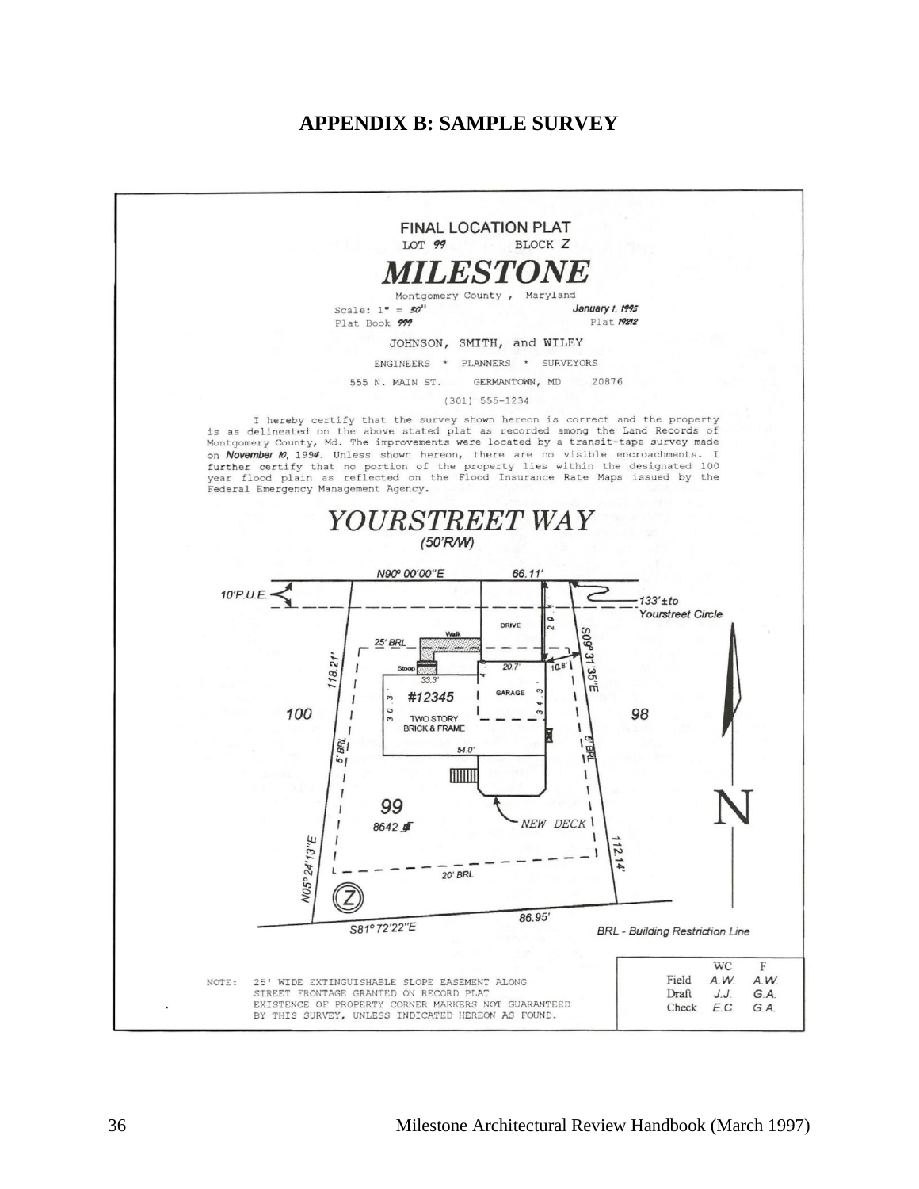## APPENDIX B: SAMPLE SURVEY

FINAL LOCATION PLAT

LOT 99 BLOCK Z

# MILESTONE

Montgomery County , Maryland

Scale: 1" = 30" January 1, 1995

Plat Book 999 Plat 19212

JOHNSON, SMITH, and WILEY

ENGINEERS * PLANNERS * SURVEYORS

555 N. MAIN ST. GERMANTOWN, MD 20876

(301) 555-1234

I hereby certify that the survey shown hereon is correct and the property is as delineated on the above stated plat as recorded among the Land Records of Montgomery County, Md. The improvements were located by a transit-tape survey made on November 10, 1994. Unless shown hereon, there are no visible encroachments. I further certify that no portion of the property lies within the designated 100 year flood plain as reflected on the Flood Insurance Rate Maps issued by the Federal Emergency Management Agency.

YOURSTREET WAY

(50'R/W)

N90° 00'00"E 66.11'

10'P.U.E.

133'±to Yourstreet Circle

DRIVE

Walk

25' BRL

Stoop

20.7'

10.8'

33.3'

#12345

GARAGE

TWO STORY BRICK & FRAME

30.3'

34.3'

54.0'

118.21'

S09° 31'35"E

5' BRL

5' BRL

100

98

99

8642 ☐'

NEW DECK

N05° 24'13"E

112.14'

20' BRL

N

Z

86.95'

S81° 72'22"E

BRL - Building Restriction Line

NOTE: 25' WIDE EXTINGUISHABLE SLOPE EASEMENT ALONG STREET FRONTAGE GRANTED ON RECORD PLAT EXISTENCE OF PROPERTY CORNER MARKERS NOT GUARANTEED BY THIS SURVEY, UNLESS INDICATED HEREON AS FOUND.

| | WC | F |
|---|---|---|
| Field | A.W. | A.W. |
| Draft | J.J. | G.A. |
| Check | E.C. | G.A. |

Milestone Architectural Review Handbook (March 1997)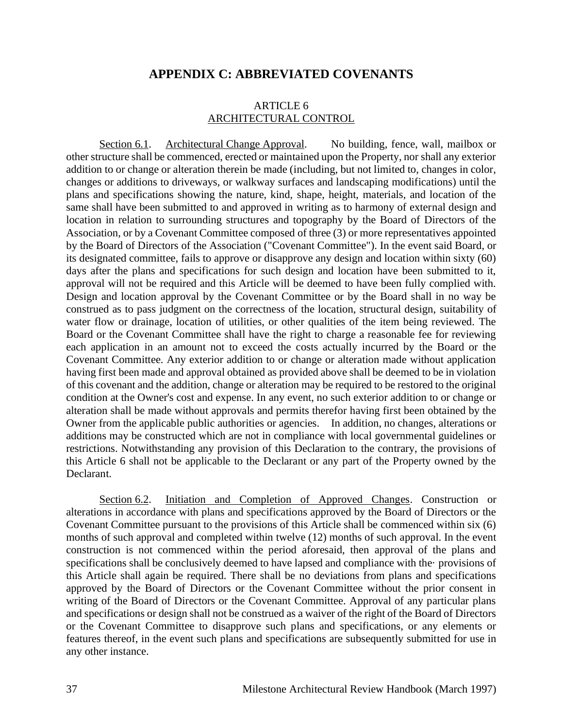# APPENDIX C: ABBREVIATED COVENANTS

## ARTICLE 6
## ARCHITECTURAL CONTROL

Section 6.1. Architectural Change Approval. No building, fence, wall, mailbox or other structure shall be commenced, erected or maintained upon the Property, nor shall any exterior addition to or change or alteration therein be made (including, but not limited to, changes in color, changes or additions to driveways, or walkway surfaces and landscaping modifications) until the plans and specifications showing the nature, kind, shape, height, materials, and location of the same shall have been submitted to and approved in writing as to harmony of external design and location in relation to surrounding structures and topography by the Board of Directors of the Association, or by a Covenant Committee composed of three (3) or more representatives appointed by the Board of Directors of the Association ("Covenant Committee"). In the event said Board, or its designated committee, fails to approve or disapprove any design and location within sixty (60) days after the plans and specifications for such design and location have been submitted to it, approval will not be required and this Article will be deemed to have been fully complied with. Design and location approval by the Covenant Committee or by the Board shall in no way be construed as to pass judgment on the correctness of the location, structural design, suitability of water flow or drainage, location of utilities, or other qualities of the item being reviewed. The Board or the Covenant Committee shall have the right to charge a reasonable fee for reviewing each application in an amount not to exceed the costs actually incurred by the Board or the Covenant Committee. Any exterior addition to or change or alteration made without application having first been made and approval obtained as provided above shall be deemed to be in violation of this covenant and the addition, change or alteration may be required to be restored to the original condition at the Owner's cost and expense. In any event, no such exterior addition to or change or alteration shall be made without approvals and permits therefor having first been obtained by the Owner from the applicable public authorities or agencies. In addition, no changes, alterations or additions may be constructed which are not in compliance with local governmental guidelines or restrictions. Notwithstanding any provision of this Declaration to the contrary, the provisions of this Article 6 shall not be applicable to the Declarant or any part of the Property owned by the Declarant.

Section 6.2. Initiation and Completion of Approved Changes. Construction or alterations in accordance with plans and specifications approved by the Board of Directors or the Covenant Committee pursuant to the provisions of this Article shall be commenced within six (6) months of such approval and completed within twelve (12) months of such approval. In the event construction is not commenced within the period aforesaid, then approval of the plans and specifications shall be conclusively deemed to have lapsed and compliance with the· provisions of this Article shall again be required. There shall be no deviations from plans and specifications approved by the Board of Directors or the Covenant Committee without the prior consent in writing of the Board of Directors or the Covenant Committee. Approval of any particular plans and specifications or design shall not be construed as a waiver of the right of the Board of Directors or the Covenant Committee to disapprove such plans and specifications, or any elements or features thereof, in the event such plans and specifications are subsequently submitted for use in any other instance.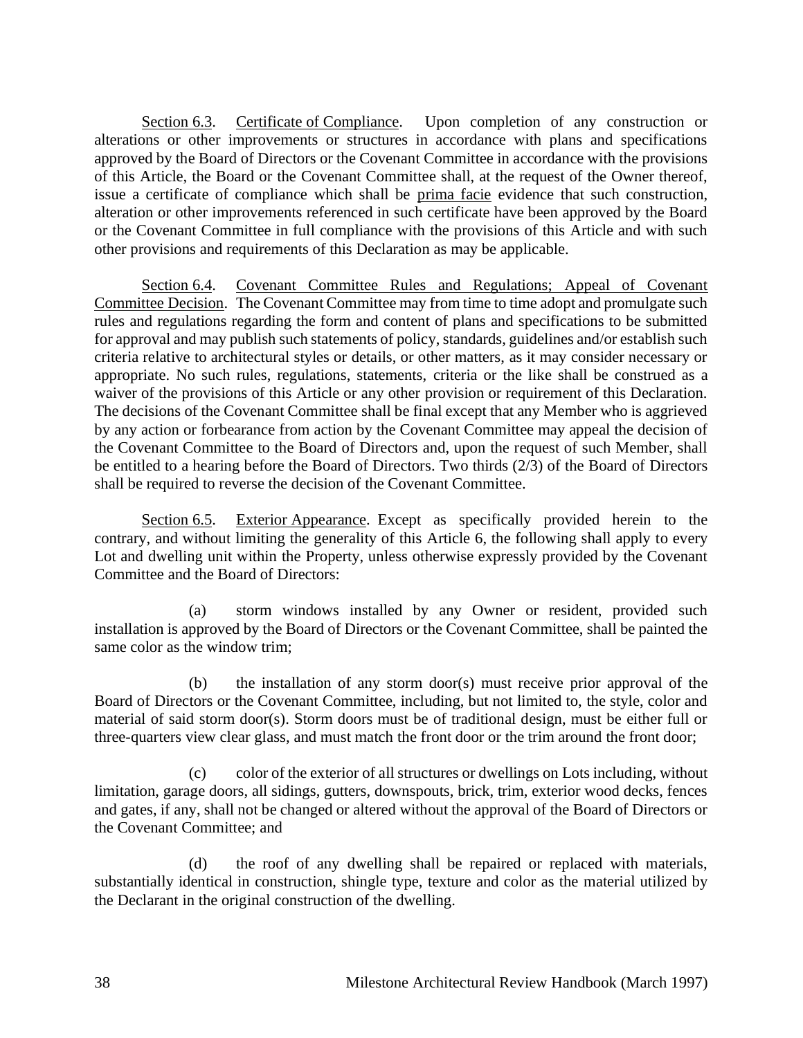<u>Section 6.3</u>. <u>Certificate of Compliance</u>. Upon completion of any construction or alterations or other improvements or structures in accordance with plans and specifications approved by the Board of Directors or the Covenant Committee in accordance with the provisions of this Article, the Board or the Covenant Committee shall, at the request of the Owner thereof, issue a certificate of compliance which shall be <u>prima facie</u> evidence that such construction, alteration or other improvements referenced in such certificate have been approved by the Board or the Covenant Committee in full compliance with the provisions of this Article and with such other provisions and requirements of this Declaration as may be applicable.

<u>Section 6.4</u>. <u>Covenant Committee Rules and Regulations; Appeal of Covenant Committee Decision</u>. The Covenant Committee may from time to time adopt and promulgate such rules and regulations regarding the form and content of plans and specifications to be submitted for approval and may publish such statements of policy, standards, guidelines and/or establish such criteria relative to architectural styles or details, or other matters, as it may consider necessary or appropriate. No such rules, regulations, statements, criteria or the like shall be construed as a waiver of the provisions of this Article or any other provision or requirement of this Declaration. The decisions of the Covenant Committee shall be final except that any Member who is aggrieved by any action or forbearance from action by the Covenant Committee may appeal the decision of the Covenant Committee to the Board of Directors and, upon the request of such Member, shall be entitled to a hearing before the Board of Directors. Two thirds (2/3) of the Board of Directors shall be required to reverse the decision of the Covenant Committee.

<u>Section 6.5</u>. <u>Exterior Appearance</u>. Except as specifically provided herein to the contrary, and without limiting the generality of this Article 6, the following shall apply to every Lot and dwelling unit within the Property, unless otherwise expressly provided by the Covenant Committee and the Board of Directors:

(a) storm windows installed by any Owner or resident, provided such installation is approved by the Board of Directors or the Covenant Committee, shall be painted the same color as the window trim;

(b) the installation of any storm door(s) must receive prior approval of the Board of Directors or the Covenant Committee, including, but not limited to, the style, color and material of said storm door(s). Storm doors must be of traditional design, must be either full or three-quarters view clear glass, and must match the front door or the trim around the front door;

(c) color of the exterior of all structures or dwellings on Lots including, without limitation, garage doors, all sidings, gutters, downspouts, brick, trim, exterior wood decks, fences and gates, if any, shall not be changed or altered without the approval of the Board of Directors or the Covenant Committee; and

(d) the roof of any dwelling shall be repaired or replaced with materials, substantially identical in construction, shingle type, texture and color as the material utilized by the Declarant in the original construction of the dwelling.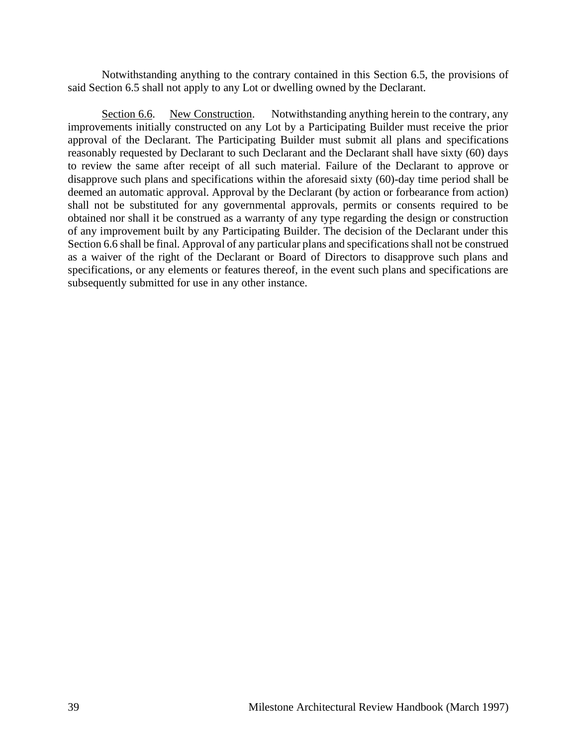Notwithstanding anything to the contrary contained in this Section 6.5, the provisions of said Section 6.5 shall not apply to any Lot or dwelling owned by the Declarant.

<u>Section 6.6</u>. <u>New Construction</u>. Notwithstanding anything herein to the contrary, any improvements initially constructed on any Lot by a Participating Builder must receive the prior approval of the Declarant. The Participating Builder must submit all plans and specifications reasonably requested by Declarant to such Declarant and the Declarant shall have sixty (60) days to review the same after receipt of all such material. Failure of the Declarant to approve or disapprove such plans and specifications within the aforesaid sixty (60)-day time period shall be deemed an automatic approval. Approval by the Declarant (by action or forbearance from action) shall not be substituted for any governmental approvals, permits or consents required to be obtained nor shall it be construed as a warranty of any type regarding the design or construction of any improvement built by any Participating Builder. The decision of the Declarant under this Section 6.6 shall be final. Approval of any particular plans and specifications shall not be construed as a waiver of the right of the Declarant or Board of Directors to disapprove such plans and specifications, or any elements or features thereof, in the event such plans and specifications are subsequently submitted for use in any other instance.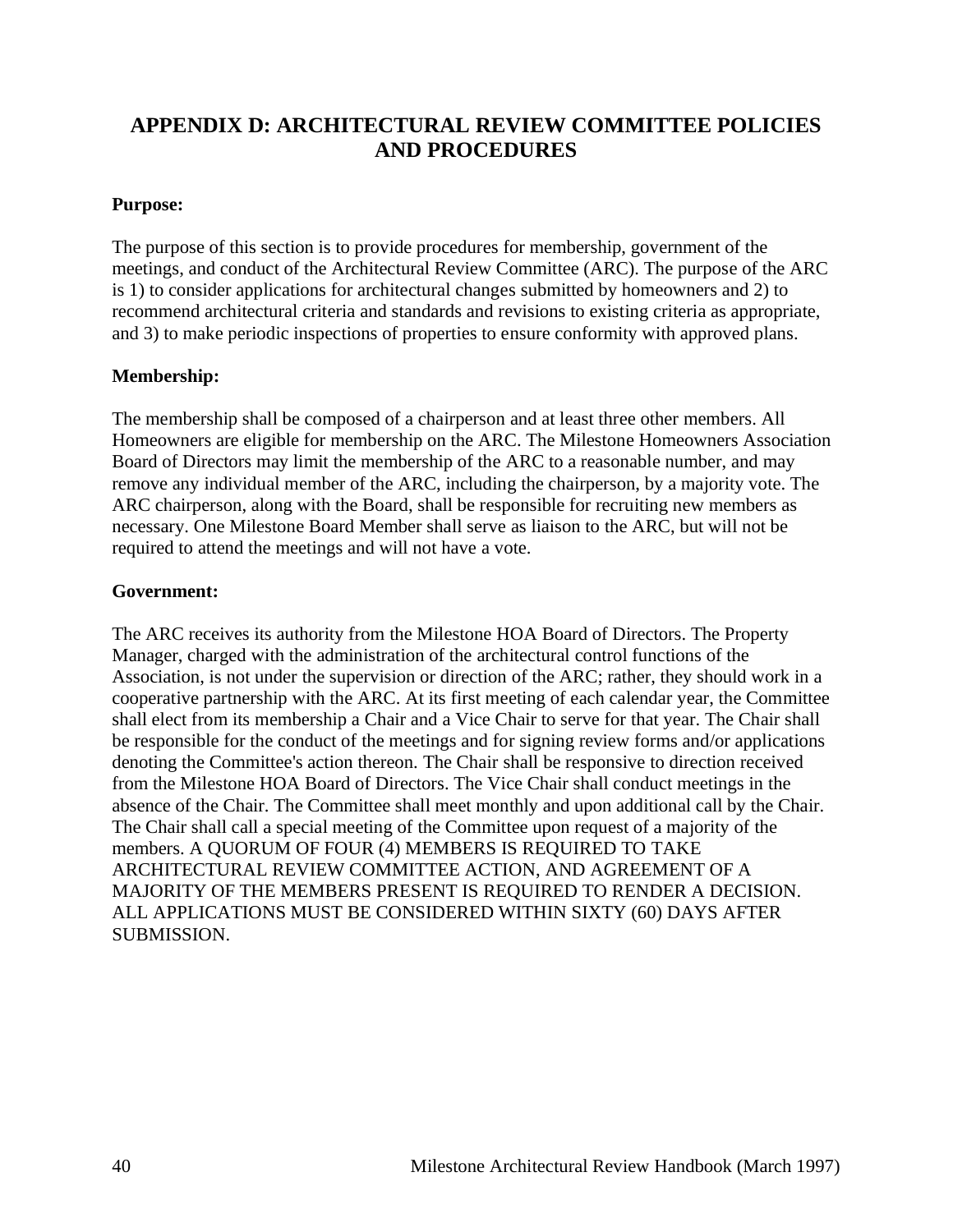# APPENDIX D: ARCHITECTURAL REVIEW COMMITTEE POLICIES AND PROCEDURES

**Purpose:**

The purpose of this section is to provide procedures for membership, government of the meetings, and conduct of the Architectural Review Committee (ARC). The purpose of the ARC is 1) to consider applications for architectural changes submitted by homeowners and 2) to recommend architectural criteria and standards and revisions to existing criteria as appropriate, and 3) to make periodic inspections of properties to ensure conformity with approved plans.

**Membership:**

The membership shall be composed of a chairperson and at least three other members. All Homeowners are eligible for membership on the ARC. The Milestone Homeowners Association Board of Directors may limit the membership of the ARC to a reasonable number, and may remove any individual member of the ARC, including the chairperson, by a majority vote. The ARC chairperson, along with the Board, shall be responsible for recruiting new members as necessary. One Milestone Board Member shall serve as liaison to the ARC, but will not be required to attend the meetings and will not have a vote.

**Government:**

The ARC receives its authority from the Milestone HOA Board of Directors. The Property Manager, charged with the administration of the architectural control functions of the Association, is not under the supervision or direction of the ARC; rather, they should work in a cooperative partnership with the ARC. At its first meeting of each calendar year, the Committee shall elect from its membership a Chair and a Vice Chair to serve for that year. The Chair shall be responsible for the conduct of the meetings and for signing review forms and/or applications denoting the Committee's action thereon. The Chair shall be responsive to direction received from the Milestone HOA Board of Directors. The Vice Chair shall conduct meetings in the absence of the Chair. The Committee shall meet monthly and upon additional call by the Chair. The Chair shall call a special meeting of the Committee upon request of a majority of the members. A QUORUM OF FOUR (4) MEMBERS IS REQUIRED TO TAKE ARCHITECTURAL REVIEW COMMITTEE ACTION, AND AGREEMENT OF A MAJORITY OF THE MEMBERS PRESENT IS REQUIRED TO RENDER A DECISION. ALL APPLICATIONS MUST BE CONSIDERED WITHIN SIXTY (60) DAYS AFTER SUBMISSION.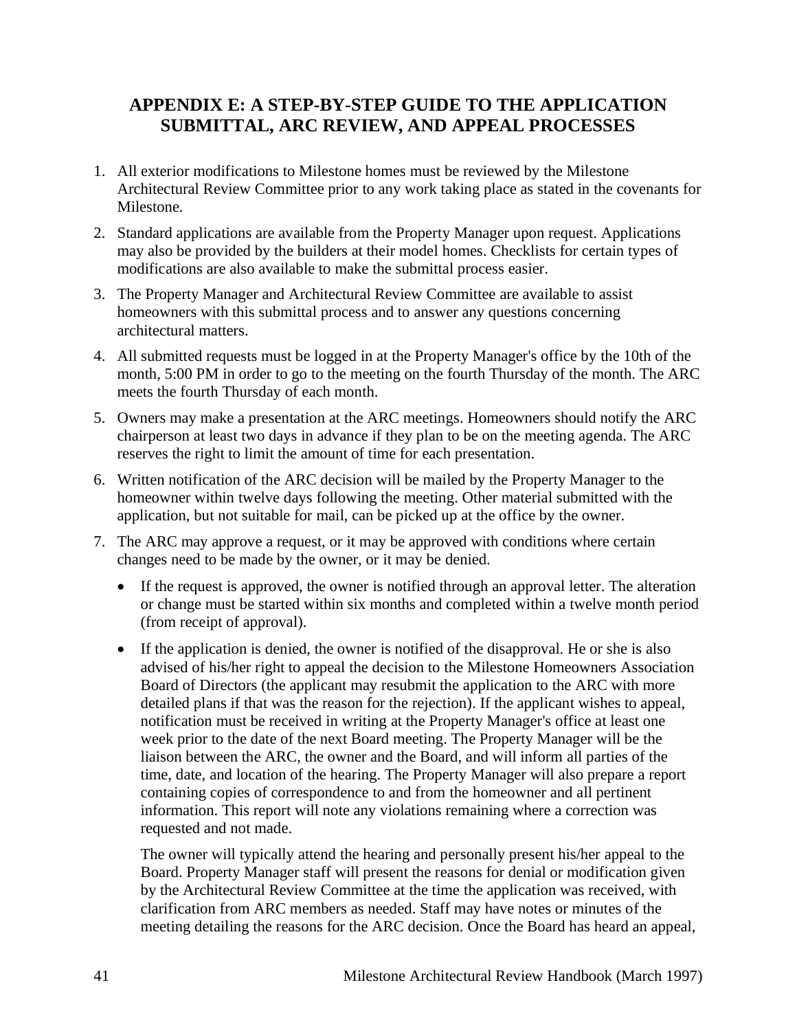## APPENDIX E: A STEP-BY-STEP GUIDE TO THE APPLICATION SUBMITTAL, ARC REVIEW, AND APPEAL PROCESSES

1. All exterior modifications to Milestone homes must be reviewed by the Milestone Architectural Review Committee prior to any work taking place as stated in the covenants for Milestone.
2. Standard applications are available from the Property Manager upon request. Applications may also be provided by the builders at their model homes. Checklists for certain types of modifications are also available to make the submittal process easier.
3. The Property Manager and Architectural Review Committee are available to assist homeowners with this submittal process and to answer any questions concerning architectural matters.
4. All submitted requests must be logged in at the Property Manager's office by the 10th of the month, 5:00 PM in order to go to the meeting on the fourth Thursday of the month. The ARC meets the fourth Thursday of each month.
5. Owners may make a presentation at the ARC meetings. Homeowners should notify the ARC chairperson at least two days in advance if they plan to be on the meeting agenda. The ARC reserves the right to limit the amount of time for each presentation.
6. Written notification of the ARC decision will be mailed by the Property Manager to the homeowner within twelve days following the meeting. Other material submitted with the application, but not suitable for mail, can be picked up at the office by the owner.
7. The ARC may approve a request, or it may be approved with conditions where certain changes need to be made by the owner, or it may be denied.
   - If the request is approved, the owner is notified through an approval letter. The alteration or change must be started within six months and completed within a twelve month period (from receipt of approval).
   - If the application is denied, the owner is notified of the disapproval. He or she is also advised of his/her right to appeal the decision to the Milestone Homeowners Association Board of Directors (the applicant may resubmit the application to the ARC with more detailed plans if that was the reason for the rejection). If the applicant wishes to appeal, notification must be received in writing at the Property Manager's office at least one week prior to the date of the next Board meeting. The Property Manager will be the liaison between the ARC, the owner and the Board, and will inform all parties of the time, date, and location of the hearing. The Property Manager will also prepare a report containing copies of correspondence to and from the homeowner and all pertinent information. This report will note any violations remaining where a correction was requested and not made.

     The owner will typically attend the hearing and personally present his/her appeal to the Board. Property Manager staff will present the reasons for denial or modification given by the Architectural Review Committee at the time the application was received, with clarification from ARC members as needed. Staff may have notes or minutes of the meeting detailing the reasons for the ARC decision. Once the Board has heard an appeal,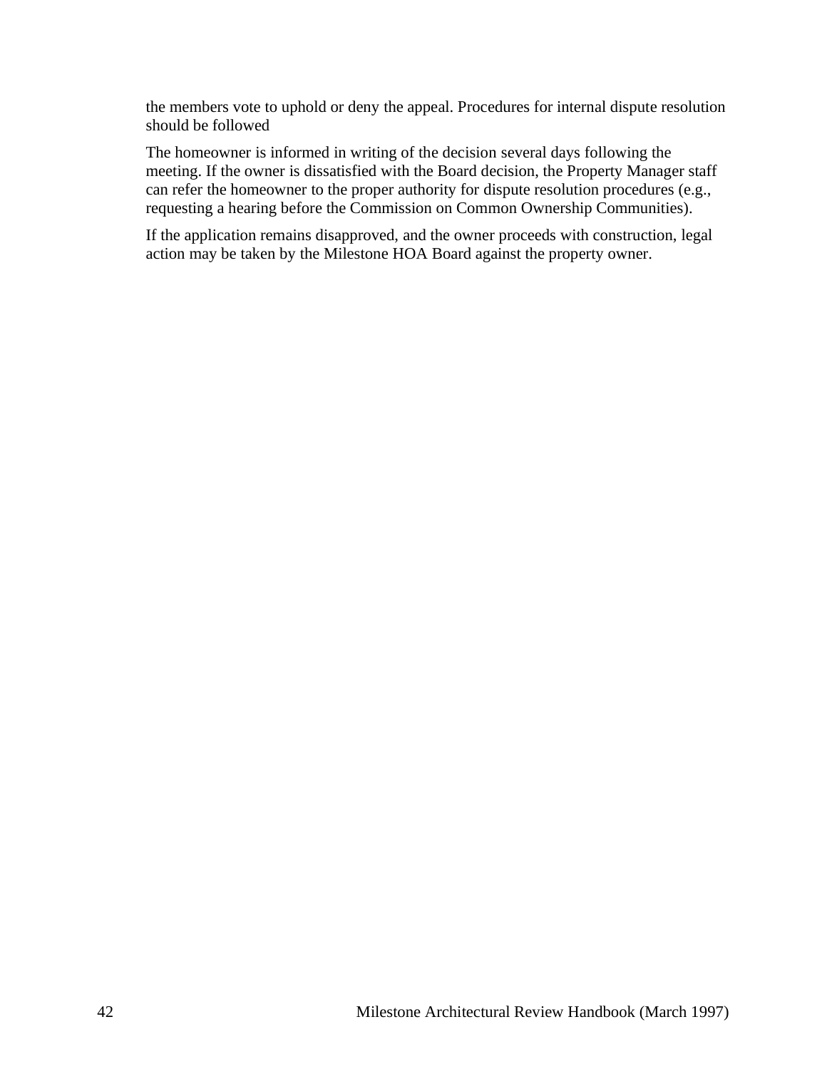the members vote to uphold or deny the appeal. Procedures for internal dispute resolution should be followed

The homeowner is informed in writing of the decision several days following the meeting. If the owner is dissatisfied with the Board decision, the Property Manager staff can refer the homeowner to the proper authority for dispute resolution procedures (e.g., requesting a hearing before the Commission on Common Ownership Communities).

If the application remains disapproved, and the owner proceeds with construction, legal action may be taken by the Milestone HOA Board against the property owner.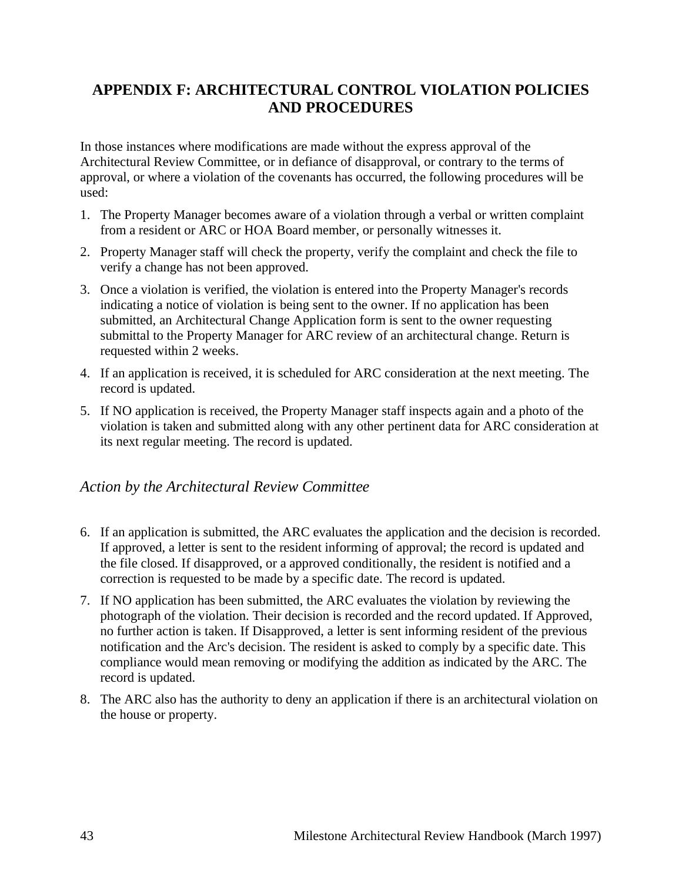## APPENDIX F: ARCHITECTURAL CONTROL VIOLATION POLICIES AND PROCEDURES

In those instances where modifications are made without the express approval of the Architectural Review Committee, or in defiance of disapproval, or contrary to the terms of approval, or where a violation of the covenants has occurred, the following procedures will be used:

1. The Property Manager becomes aware of a violation through a verbal or written complaint from a resident or ARC or HOA Board member, or personally witnesses it.
2. Property Manager staff will check the property, verify the complaint and check the file to verify a change has not been approved.
3. Once a violation is verified, the violation is entered into the Property Manager's records indicating a notice of violation is being sent to the owner. If no application has been submitted, an Architectural Change Application form is sent to the owner requesting submittal to the Property Manager for ARC review of an architectural change. Return is requested within 2 weeks.
4. If an application is received, it is scheduled for ARC consideration at the next meeting. The record is updated.
5. If NO application is received, the Property Manager staff inspects again and a photo of the violation is taken and submitted along with any other pertinent data for ARC consideration at its next regular meeting. The record is updated.

### *Action by the Architectural Review Committee*

6. If an application is submitted, the ARC evaluates the application and the decision is recorded. If approved, a letter is sent to the resident informing of approval; the record is updated and the file closed. If disapproved, or a approved conditionally, the resident is notified and a correction is requested to be made by a specific date. The record is updated.
7. If NO application has been submitted, the ARC evaluates the violation by reviewing the photograph of the violation. Their decision is recorded and the record updated. If Approved, no further action is taken. If Disapproved, a letter is sent informing resident of the previous notification and the Arc's decision. The resident is asked to comply by a specific date. This compliance would mean removing or modifying the addition as indicated by the ARC. The record is updated.
8. The ARC also has the authority to deny an application if there is an architectural violation on the house or property.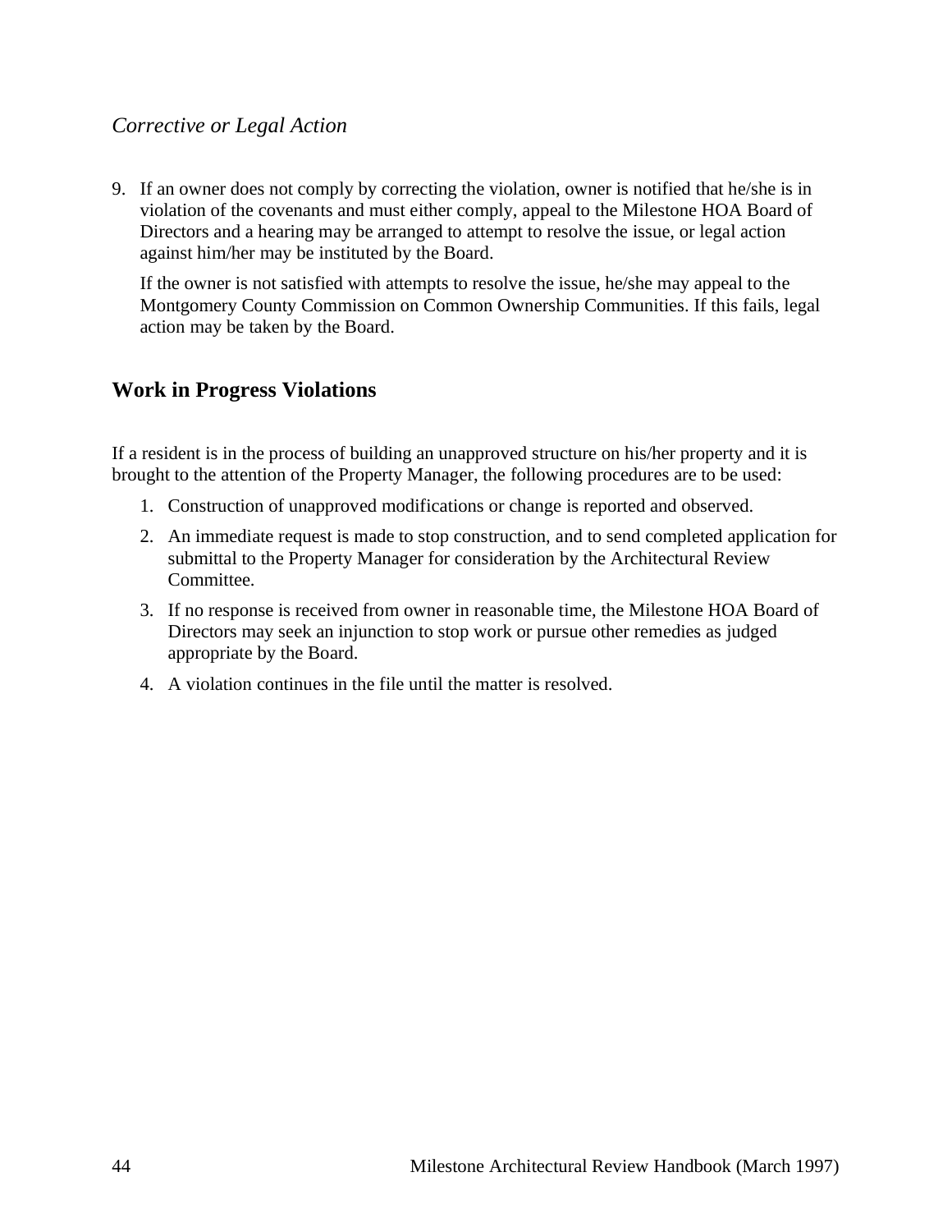*Corrective or Legal Action*

9. If an owner does not comply by correcting the violation, owner is notified that he/she is in violation of the covenants and must either comply, appeal to the Milestone HOA Board of Directors and a hearing may be arranged to attempt to resolve the issue, or legal action against him/her may be instituted by the Board.

   If the owner is not satisfied with attempts to resolve the issue, he/she may appeal to the Montgomery County Commission on Common Ownership Communities. If this fails, legal action may be taken by the Board.

## Work in Progress Violations

If a resident is in the process of building an unapproved structure on his/her property and it is brought to the attention of the Property Manager, the following procedures are to be used:

1. Construction of unapproved modifications or change is reported and observed.
2. An immediate request is made to stop construction, and to send completed application for submittal to the Property Manager for consideration by the Architectural Review Committee.
3. If no response is received from owner in reasonable time, the Milestone HOA Board of Directors may seek an injunction to stop work or pursue other remedies as judged appropriate by the Board.
4. A violation continues in the file until the matter is resolved.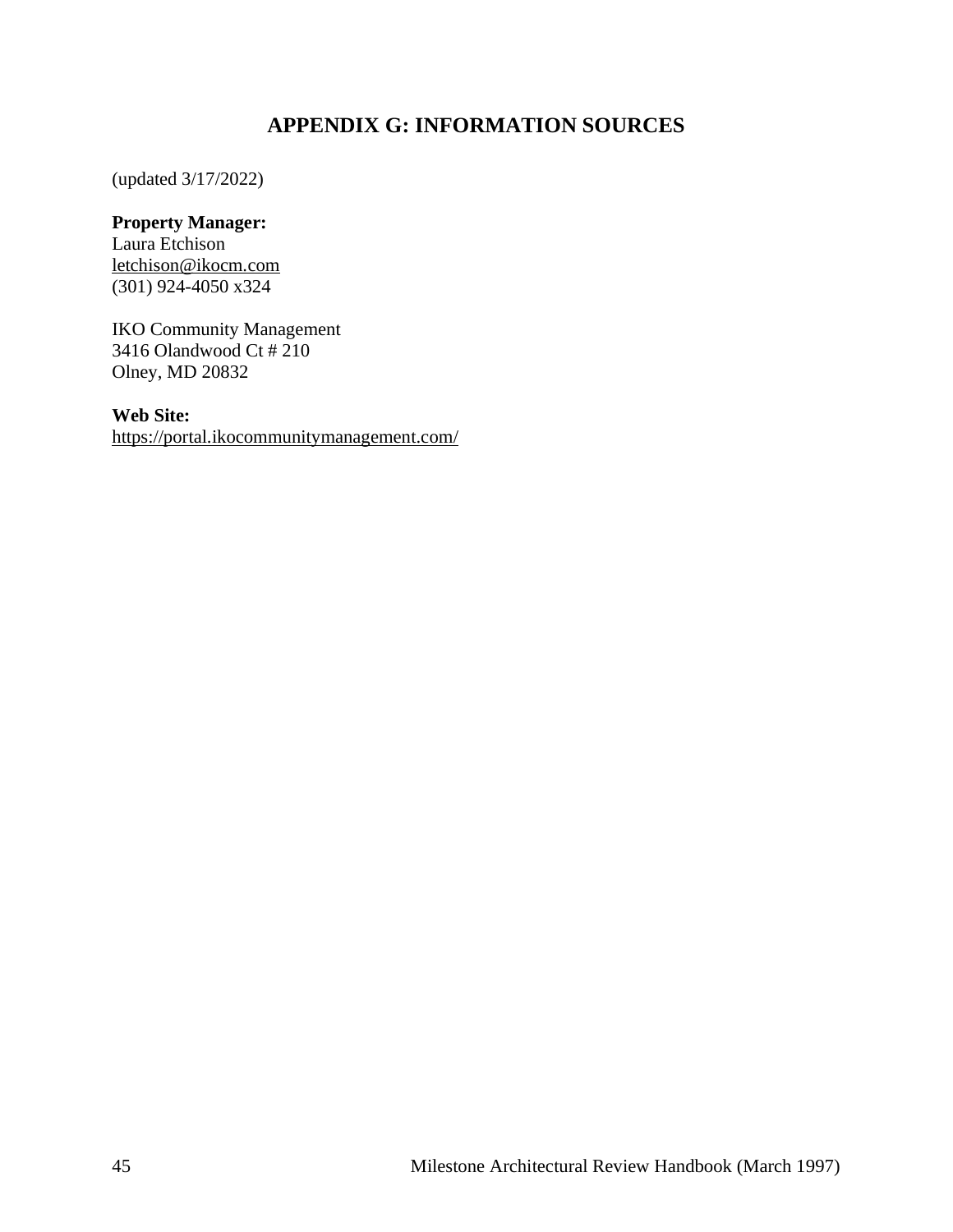# APPENDIX G: INFORMATION SOURCES

(updated 3/17/2022)

**Property Manager:**
Laura Etchison
letchison@ikocm.com
(301) 924-4050 x324

IKO Community Management
3416 Olandwood Ct # 210
Olney, MD 20832

**Web Site:**
https://portal.ikocommunitymanagement.com/